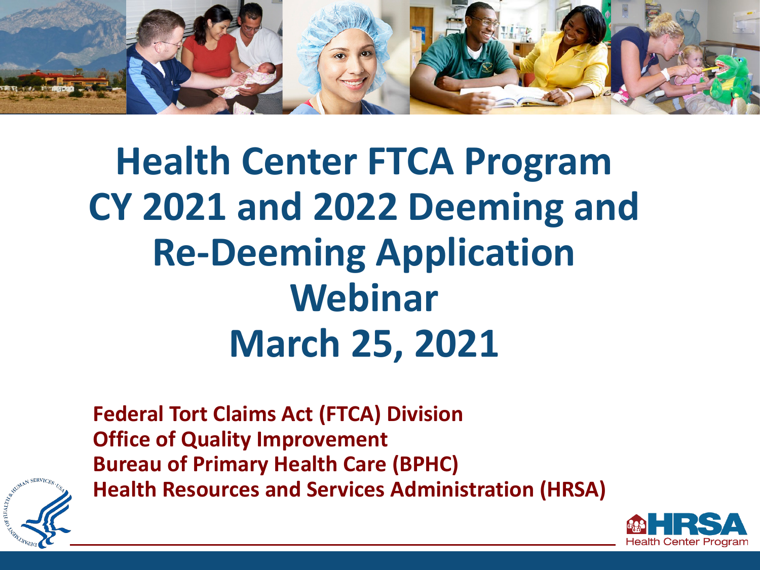# Health Center FTCA Program CY 2021 and 2022 Deeming and Re-Deeming Application Webinar March 25, 2021

**Federal Tort Claims Act (FTCA) Division**
**Office of Quality Improvement**
**Bureau of Primary Health Care (BPHC)**
**Health Resources and Services Administration (HRSA)**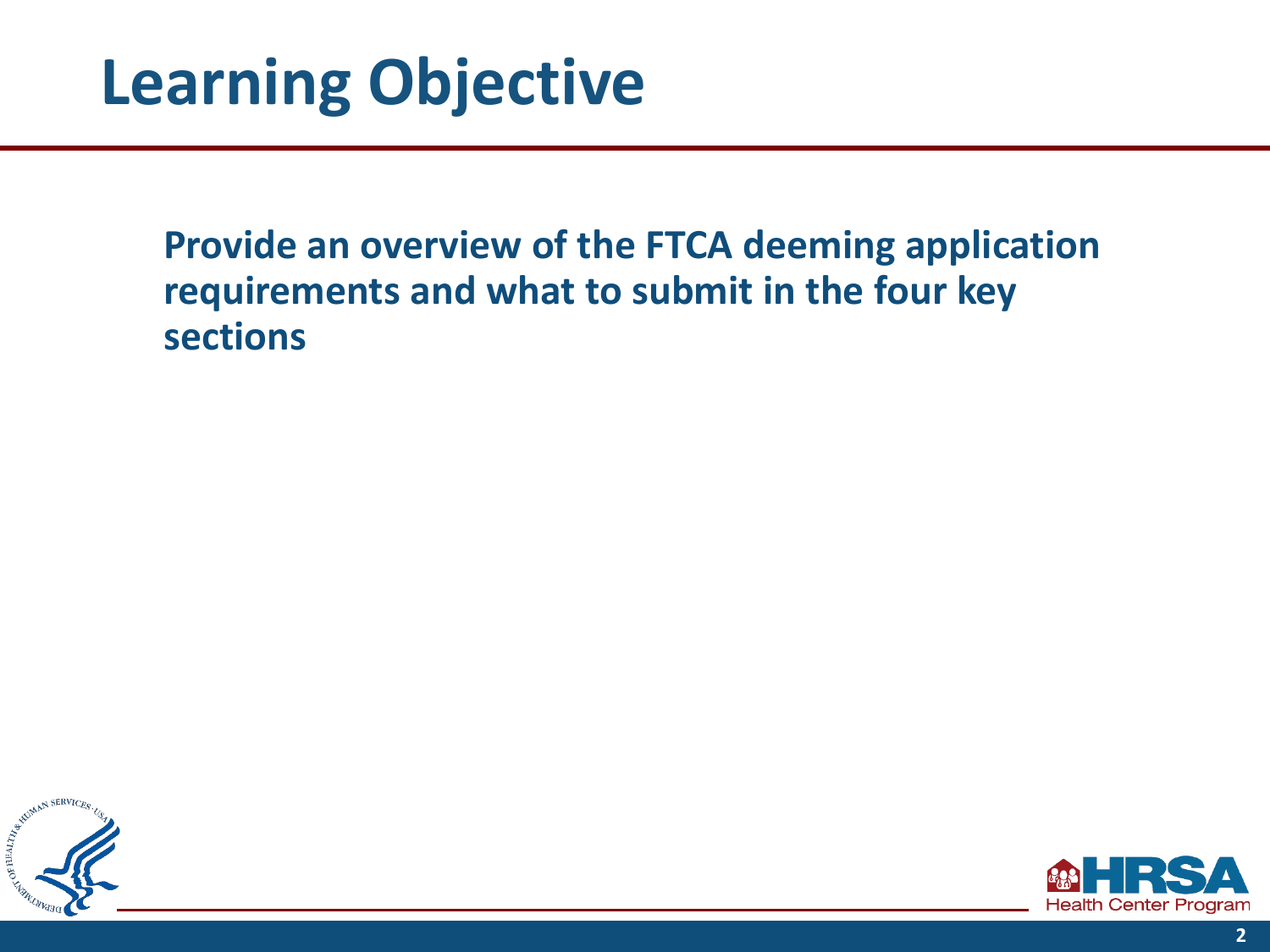# Learning Objective

**Provide an overview of the FTCA deeming application requirements and what to submit in the four key sections**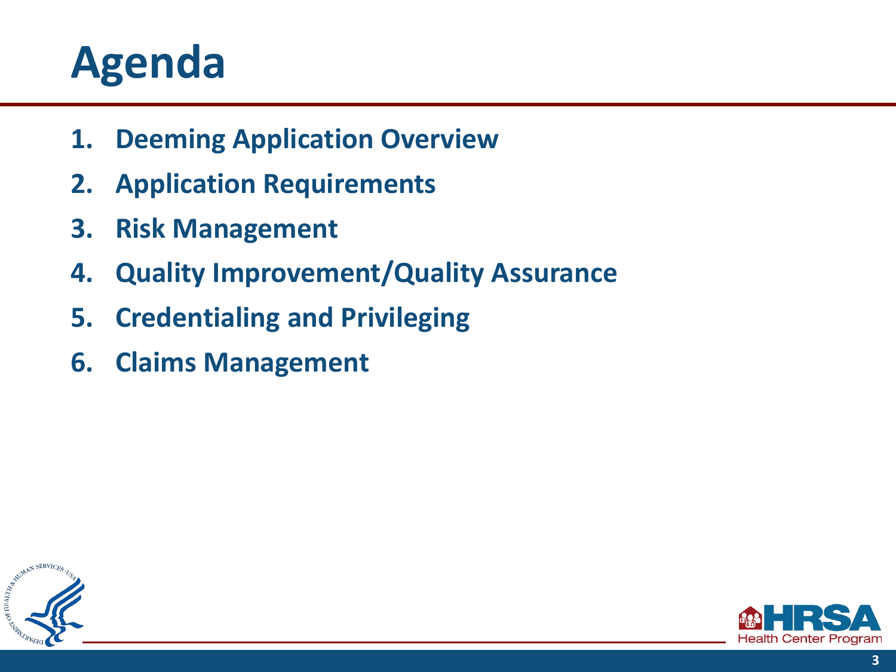# Agenda

1. **Deeming Application Overview**
2. **Application Requirements**
3. **Risk Management**
4. **Quality Improvement/Quality Assurance**
5. **Credentialing and Privileging**
6. **Claims Management**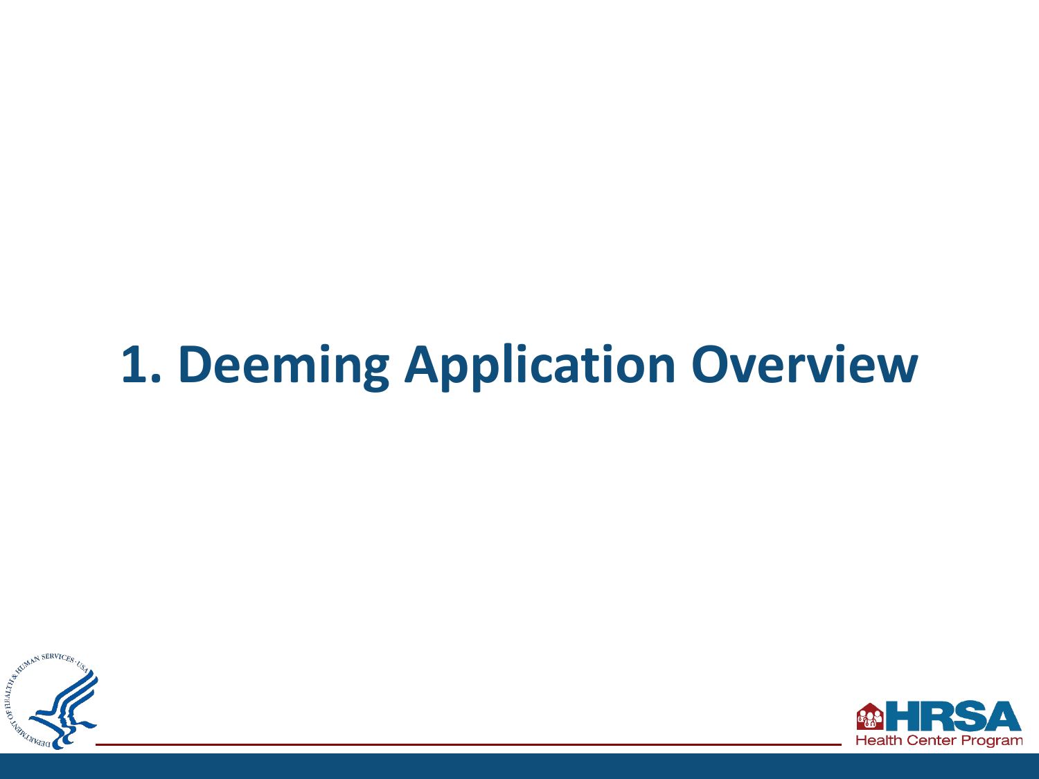# 1. Deeming Application Overview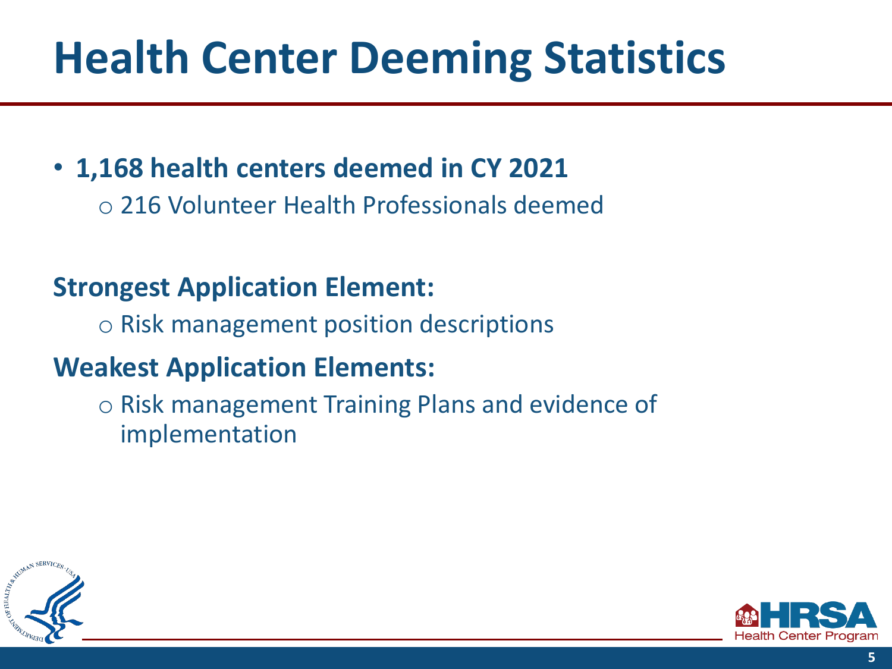# Health Center Deeming Statistics

- **1,168 health centers deemed in CY 2021**
  - 216 Volunteer Health Professionals deemed

**Strongest Application Element:**

- Risk management position descriptions

**Weakest Application Elements:**

- Risk management Training Plans and evidence of implementation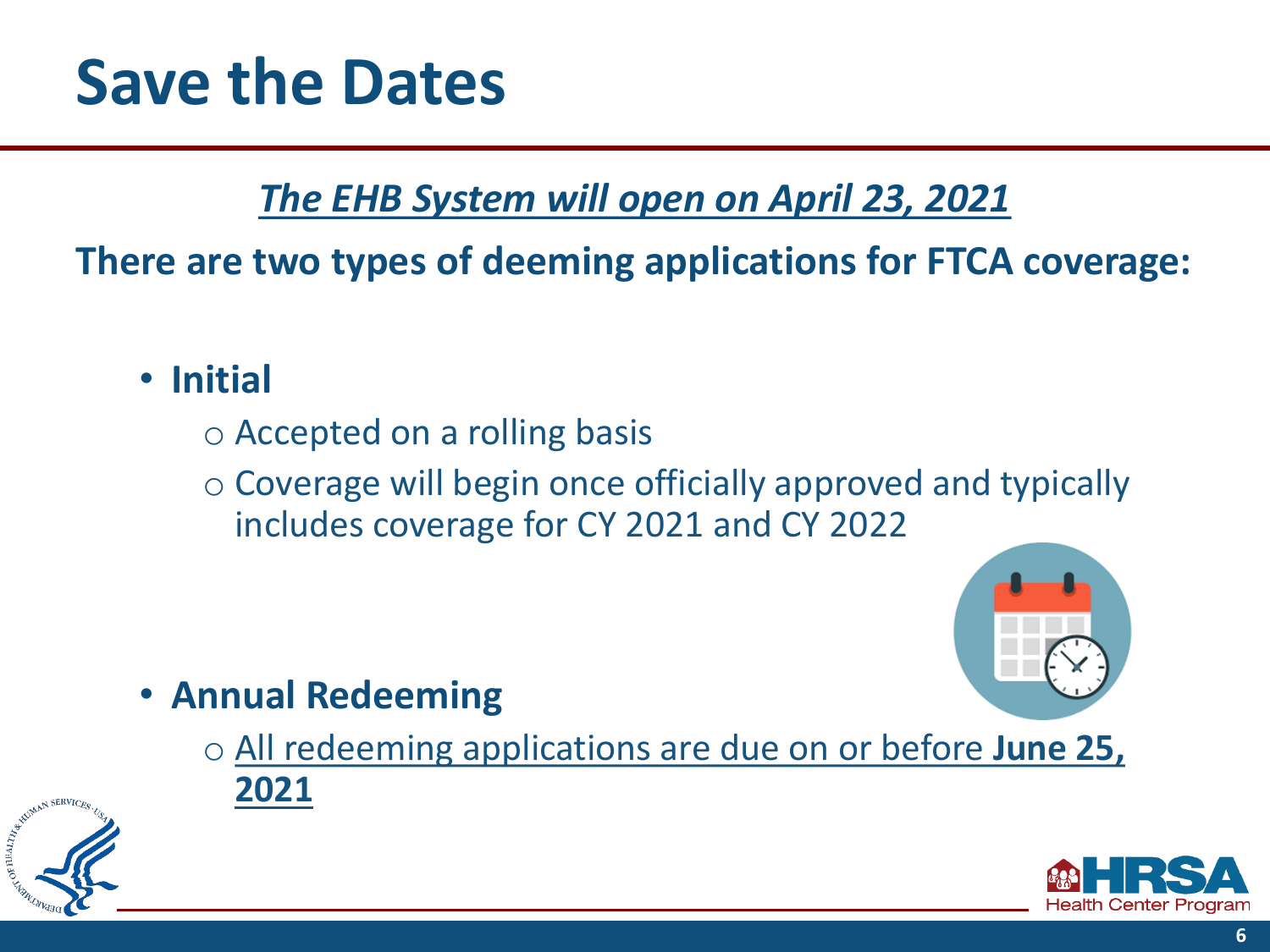# Save the Dates

***The EHB System will open on April 23, 2021***

**There are two types of deeming applications for FTCA coverage:**

- **Initial**
  - Accepted on a rolling basis
  - Coverage will begin once officially approved and typically includes coverage for CY 2021 and CY 2022
- **Annual Redeeming**
  - All redeeming applications are due on or before **June 25, 2021**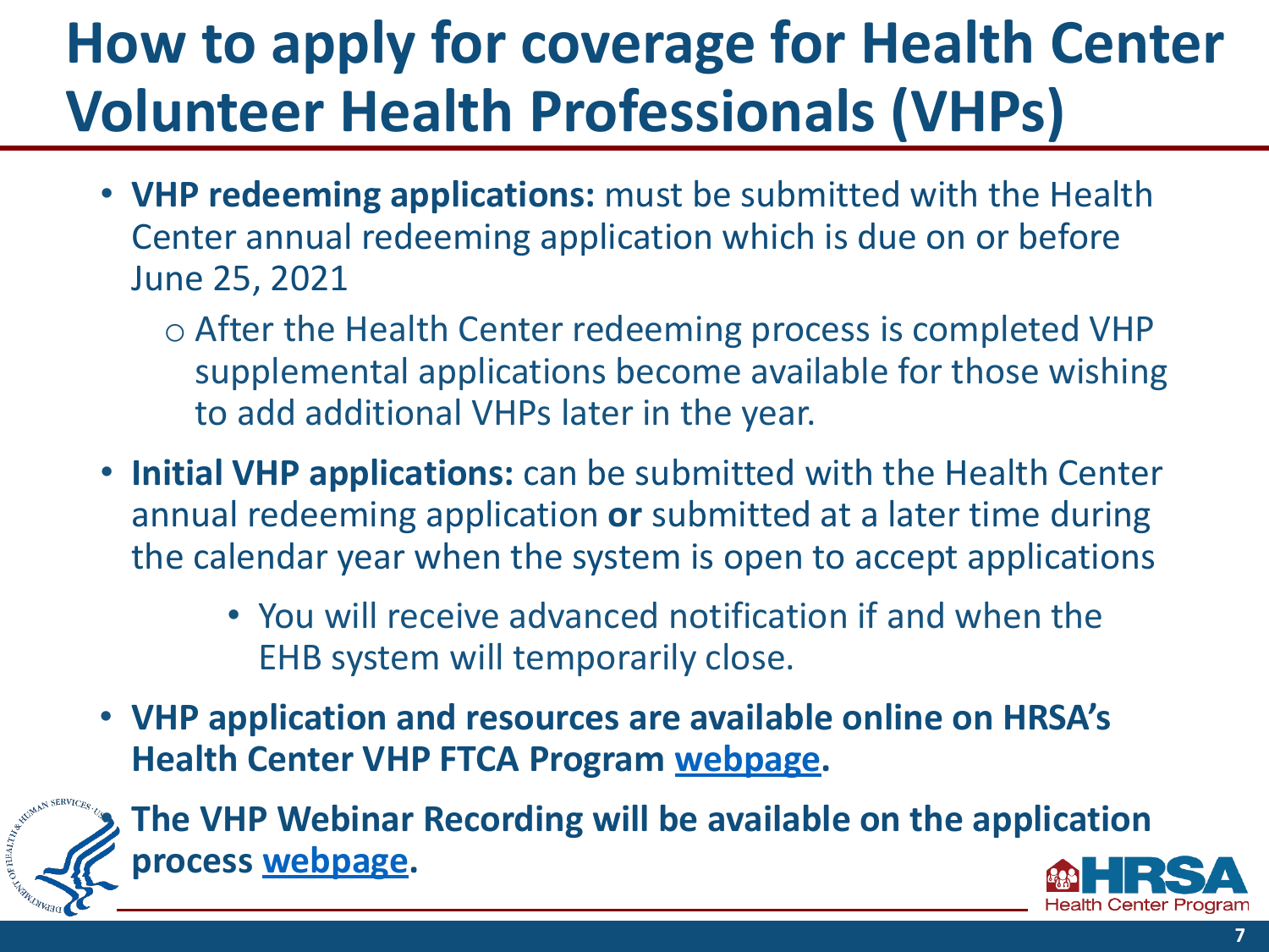# How to apply for coverage for Health Center Volunteer Health Professionals (VHPs)

- **VHP redeeming applications:** must be submitted with the Health Center annual redeeming application which is due on or before June 25, 2021
  - After the Health Center redeeming process is completed VHP supplemental applications become available for those wishing to add additional VHPs later in the year.
- **Initial VHP applications:** can be submitted with the Health Center annual redeeming application **or** submitted at a later time during the calendar year when the system is open to accept applications
  - You will receive advanced notification if and when the EHB system will temporarily close.
- **VHP application and resources are available online on HRSA's Health Center VHP FTCA Program webpage.**
- **The VHP Webinar Recording will be available on the application process webpage.**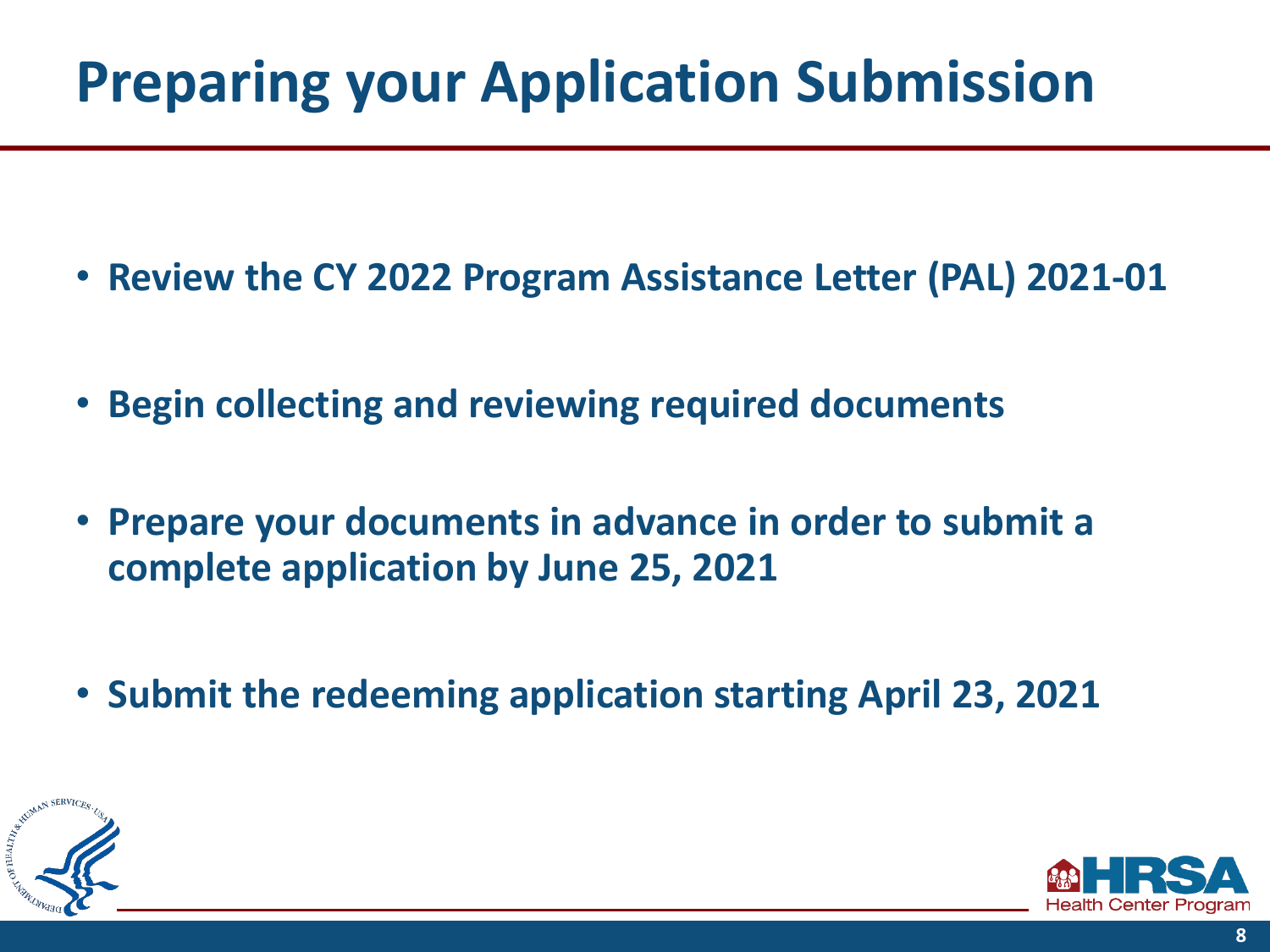# Preparing your Application Submission

- **Review the CY 2022 Program Assistance Letter (PAL) 2021-01**
- **Begin collecting and reviewing required documents**
- **Prepare your documents in advance in order to submit a complete application by June 25, 2021**
- **Submit the redeeming application starting April 23, 2021**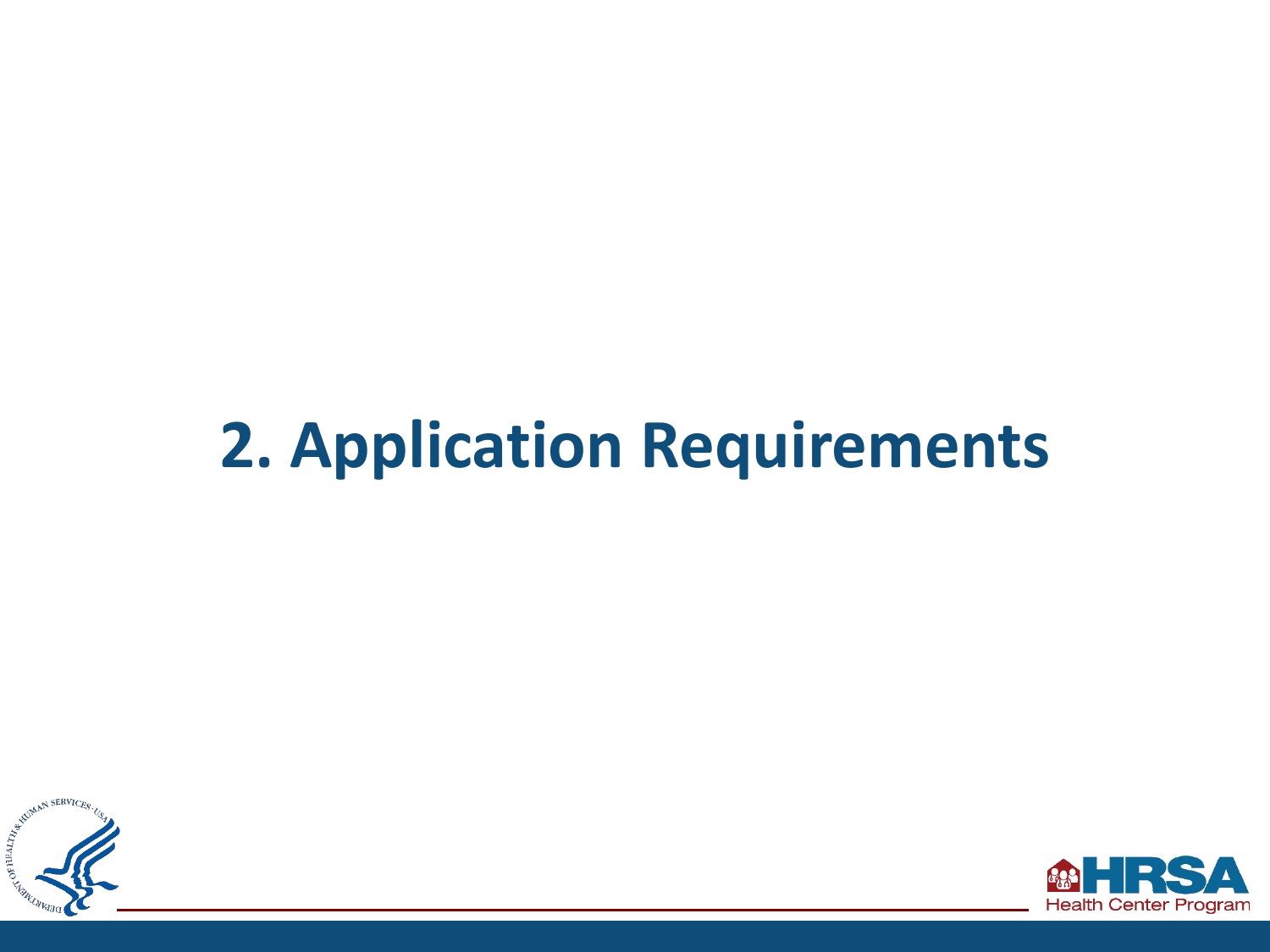# 2. Application Requirements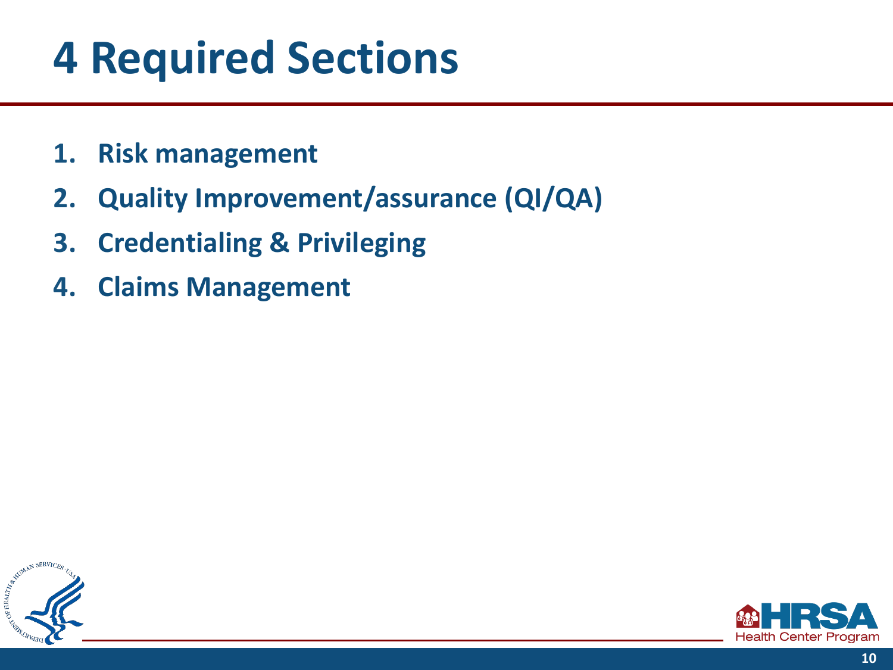# 4 Required Sections

1. **Risk management**
2. **Quality Improvement/assurance (QI/QA)**
3. **Credentialing & Privileging**
4. **Claims Management**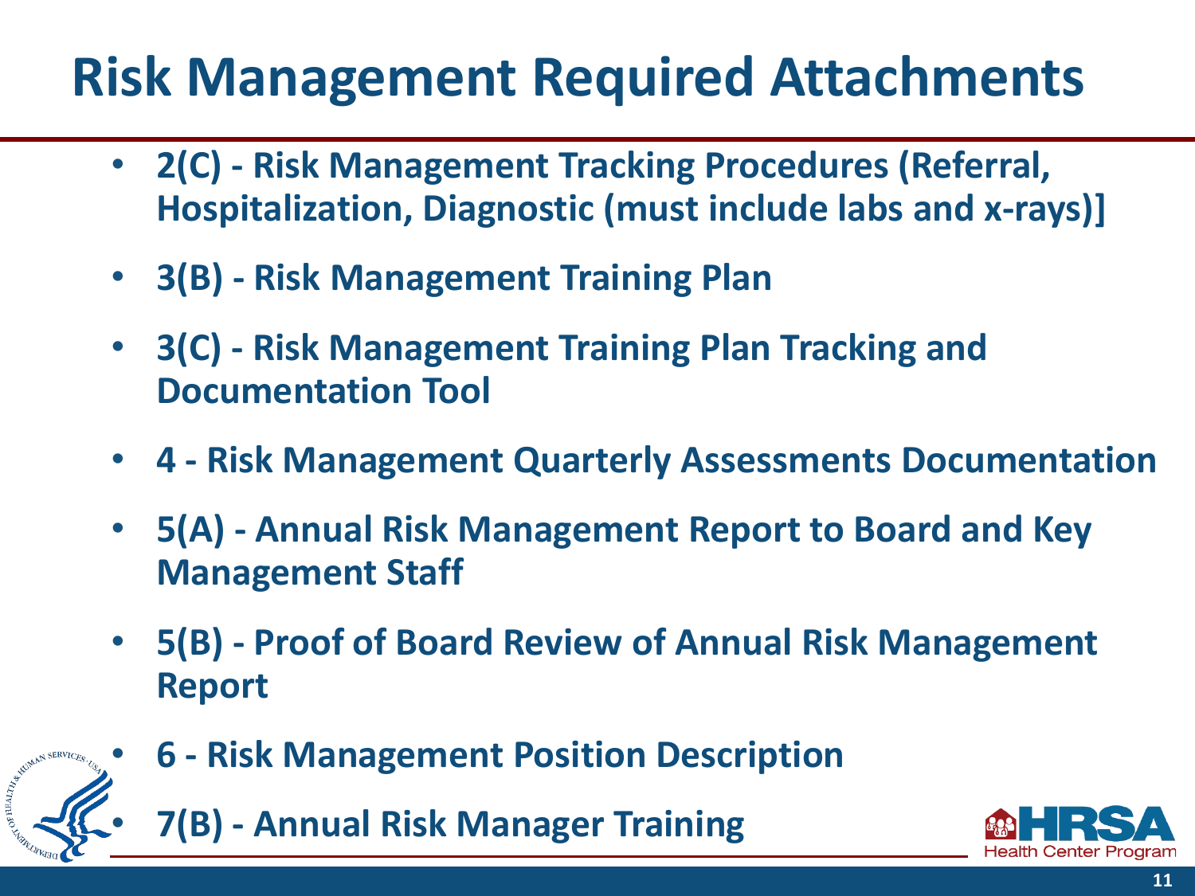# Risk Management Required Attachments

- **2(C) - Risk Management Tracking Procedures (Referral, Hospitalization, Diagnostic (must include labs and x-rays)]**
- **3(B) - Risk Management Training Plan**
- **3(C) - Risk Management Training Plan Tracking and Documentation Tool**
- **4 - Risk Management Quarterly Assessments Documentation**
- **5(A) - Annual Risk Management Report to Board and Key Management Staff**
- **5(B) - Proof of Board Review of Annual Risk Management Report**
- **6 - Risk Management Position Description**
- **7(B) - Annual Risk Manager Training**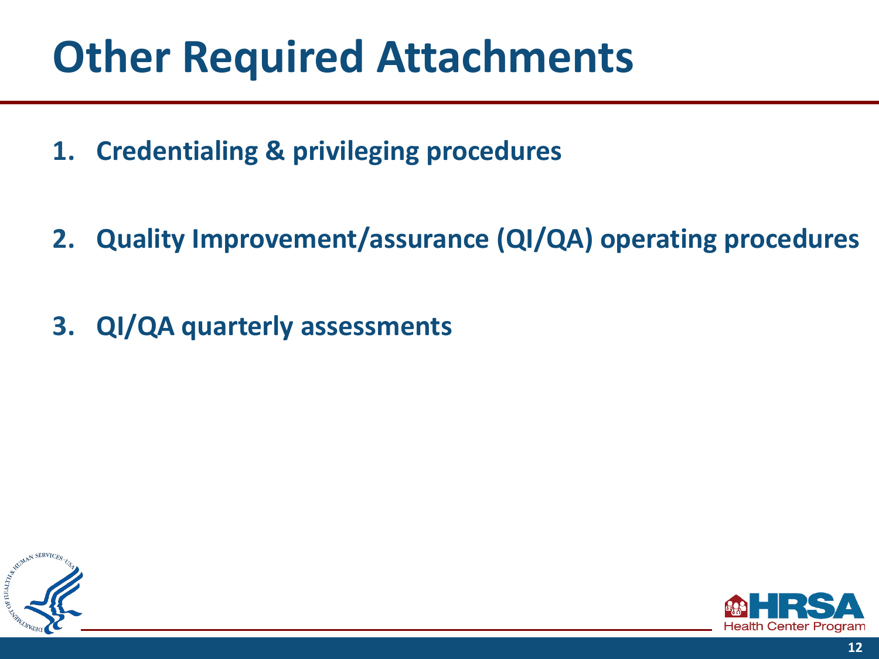# Other Required Attachments

1. **Credentialing & privileging procedures**
2. **Quality Improvement/assurance (QI/QA) operating procedures**
3. **QI/QA quarterly assessments**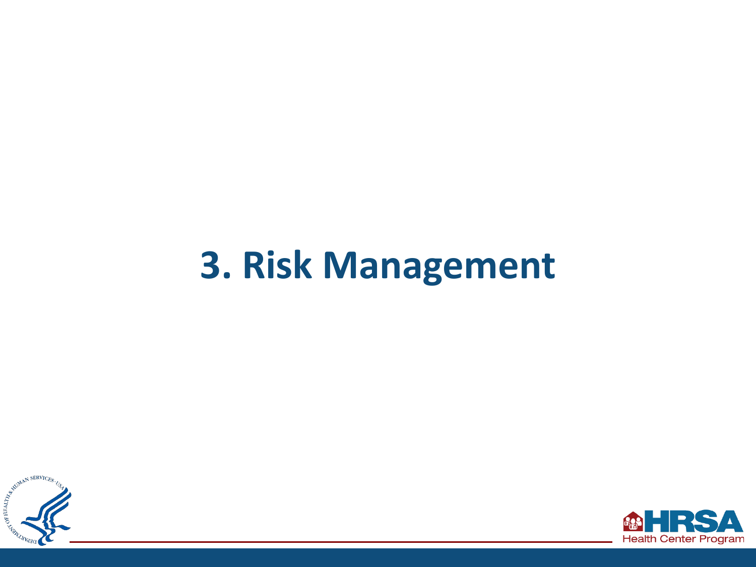# 3. Risk Management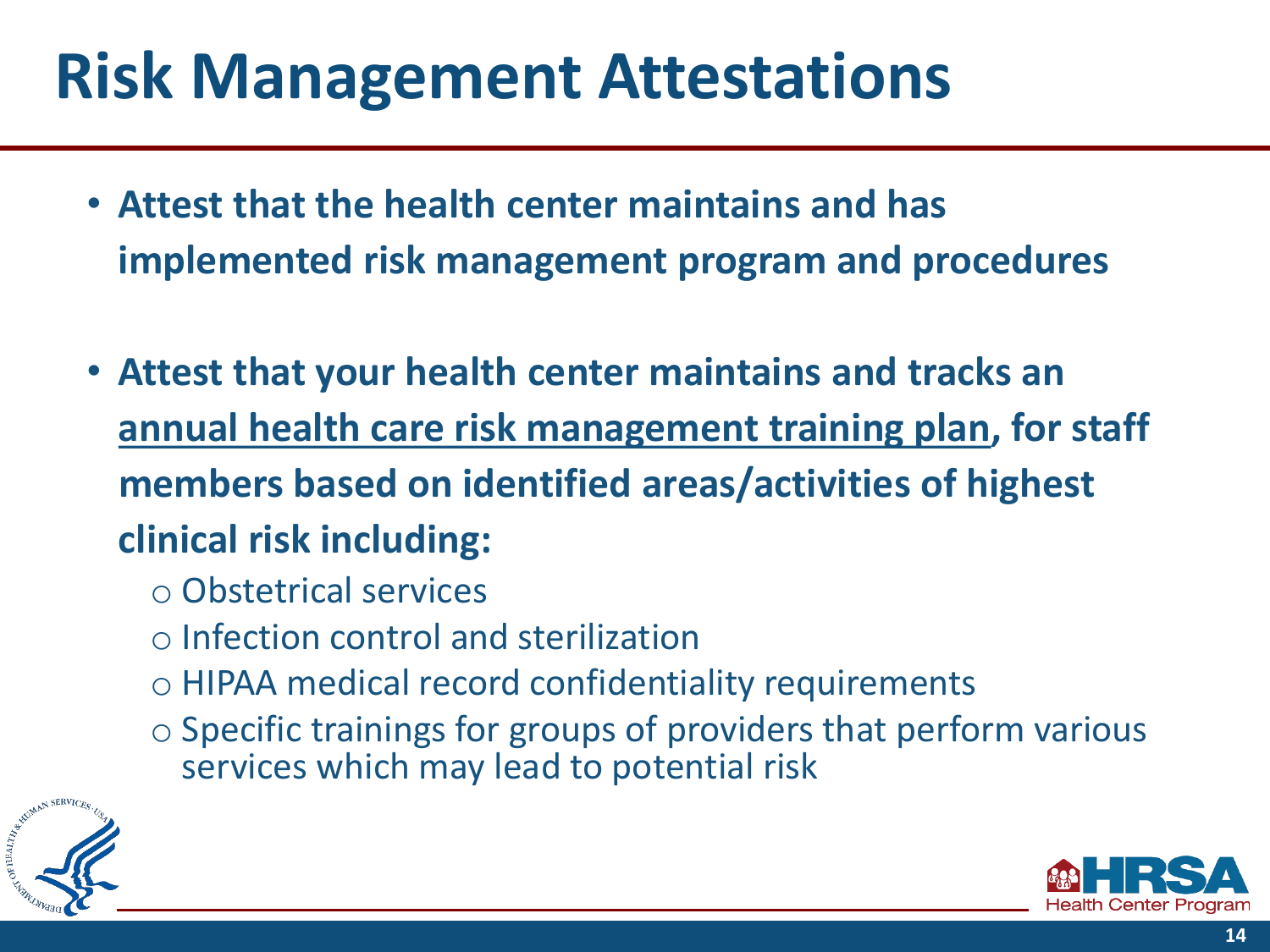# Risk Management Attestations

- **Attest that the health center maintains and has implemented risk management program and procedures**

- **Attest that your health center maintains and tracks an <u>annual health care risk management training plan</u>, for staff members based on identified areas/activities of highest clinical risk including:**
  - Obstetrical services
  - Infection control and sterilization
  - HIPAA medical record confidentiality requirements
  - Specific trainings for groups of providers that perform various services which may lead to potential risk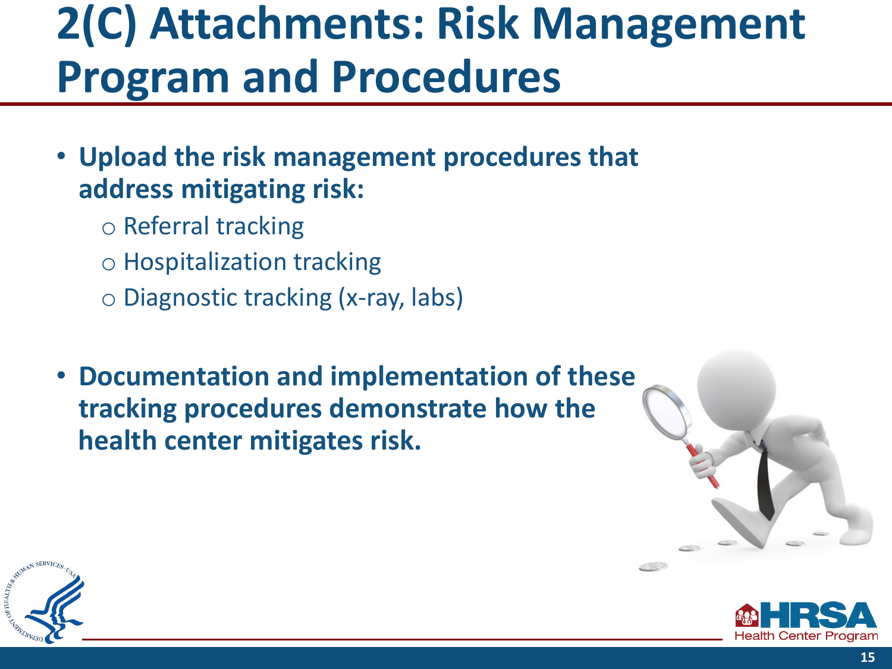# 2(C) Attachments: Risk Management Program and Procedures

- **Upload the risk management procedures that address mitigating risk:**
  - Referral tracking
  - Hospitalization tracking
  - Diagnostic tracking (x-ray, labs)

- **Documentation and implementation of these tracking procedures demonstrate how the health center mitigates risk.**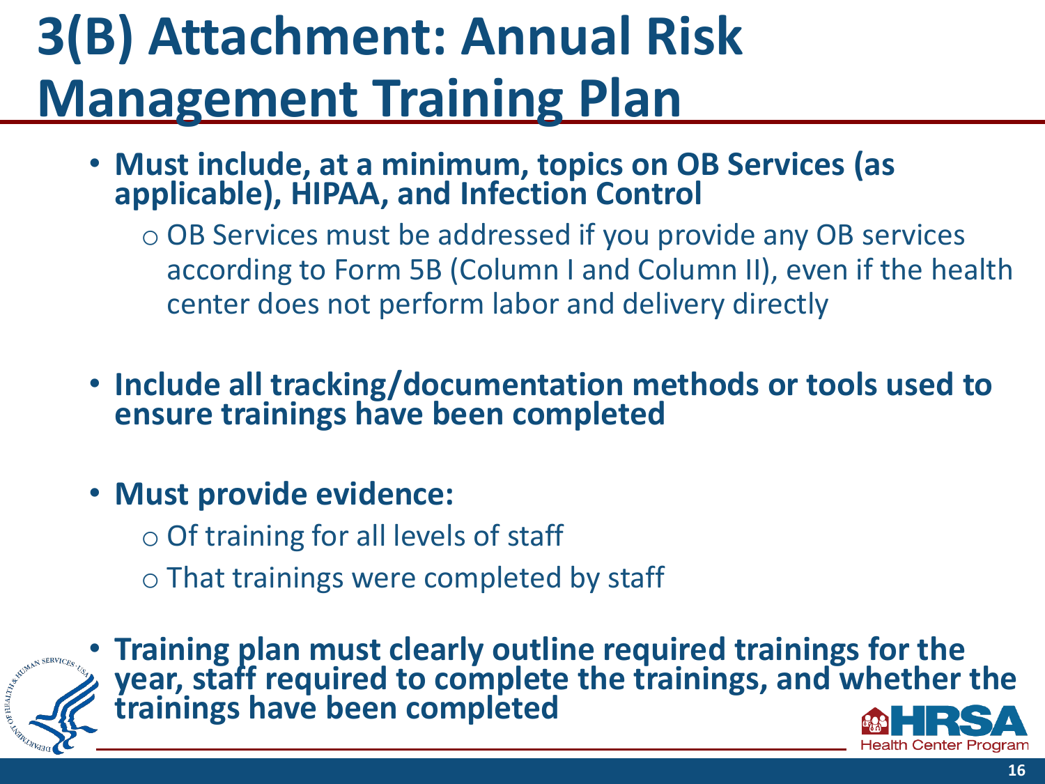# 3(B) Attachment: Annual Risk Management Training Plan

- **Must include, at a minimum, topics on OB Services (as applicable), HIPAA, and Infection Control**
  - OB Services must be addressed if you provide any OB services according to Form 5B (Column I and Column II), even if the health center does not perform labor and delivery directly
- **Include all tracking/documentation methods or tools used to ensure trainings have been completed**
- **Must provide evidence:**
  - Of training for all levels of staff
  - That trainings were completed by staff
- **Training plan must clearly outline required trainings for the year, staff required to complete the trainings, and whether the trainings have been completed**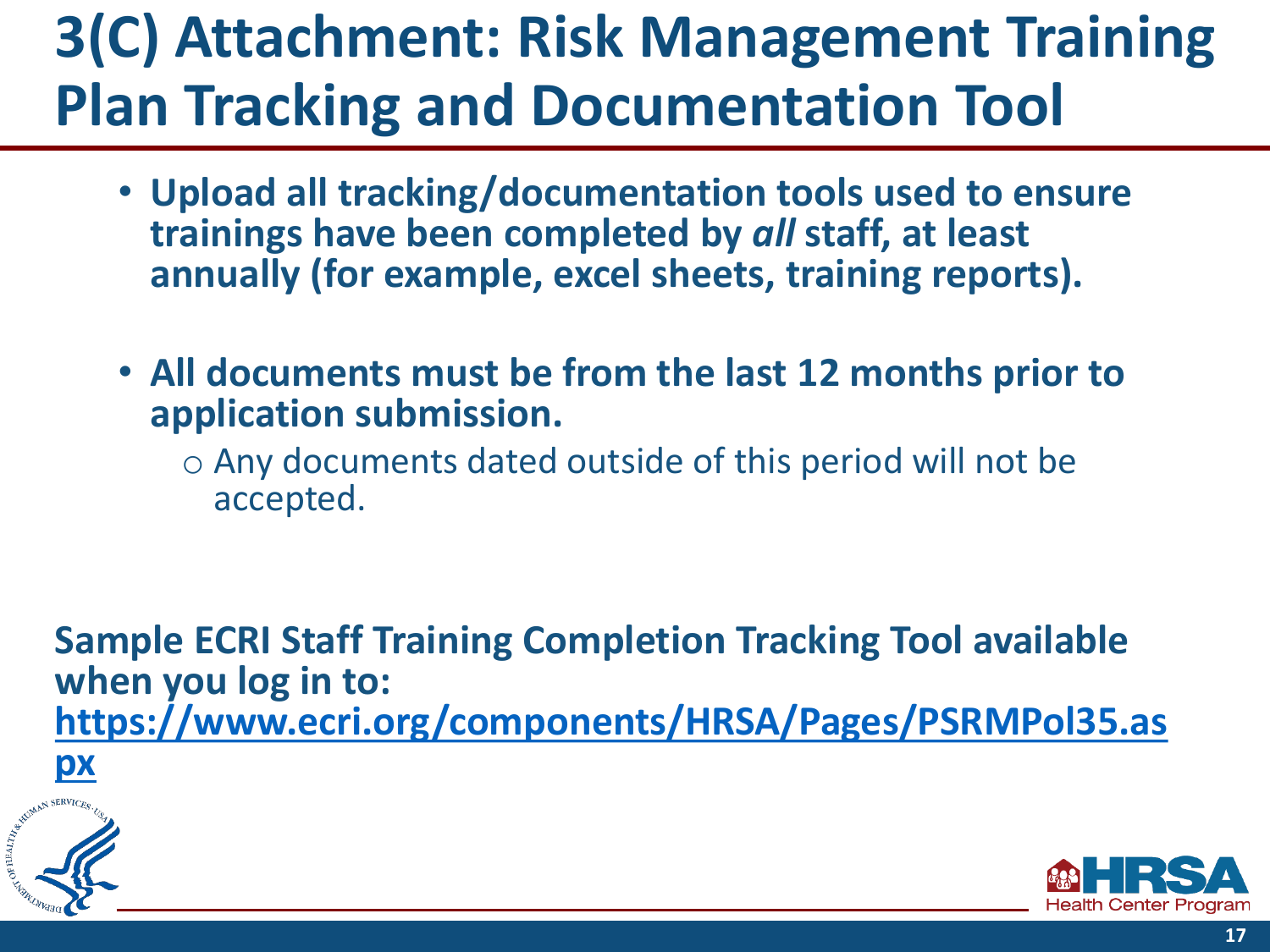# 3(C) Attachment: Risk Management Training Plan Tracking and Documentation Tool

- **Upload all tracking/documentation tools used to ensure trainings have been completed by *all* staff, at least annually (for example, excel sheets, training reports).**
- **All documents must be from the last 12 months prior to application submission.**
  - Any documents dated outside of this period will not be accepted.

**Sample ECRI Staff Training Completion Tracking Tool available when you log in to: [https://www.ecri.org/components/HRSA/Pages/PSRMPol35.aspx](https://www.ecri.org/components/HRSA/Pages/PSRMPol35.aspx)**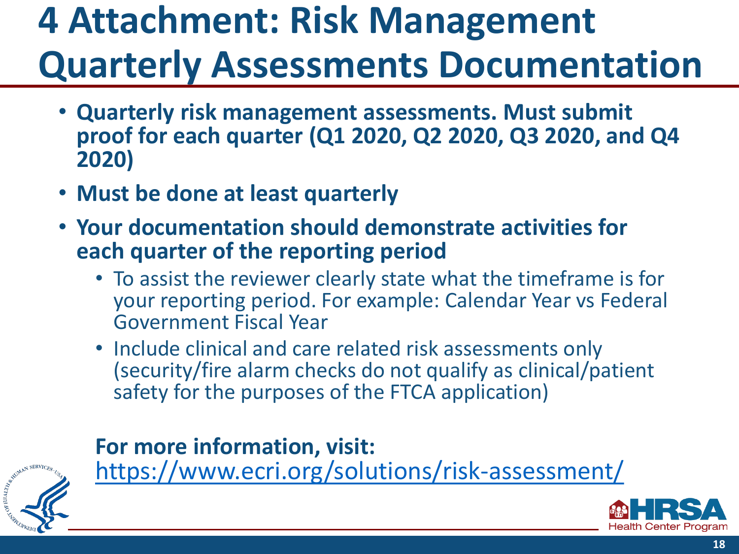# 4 Attachment: Risk Management Quarterly Assessments Documentation

- **Quarterly risk management assessments. Must submit proof for each quarter (Q1 2020, Q2 2020, Q3 2020, and Q4 2020)**
- **Must be done at least quarterly**
- **Your documentation should demonstrate activities for each quarter of the reporting period**
  - To assist the reviewer clearly state what the timeframe is for your reporting period. For example: Calendar Year vs Federal Government Fiscal Year
  - Include clinical and care related risk assessments only (security/fire alarm checks do not qualify as clinical/patient safety for the purposes of the FTCA application)

**For more information, visit:**
https://www.ecri.org/solutions/risk-assessment/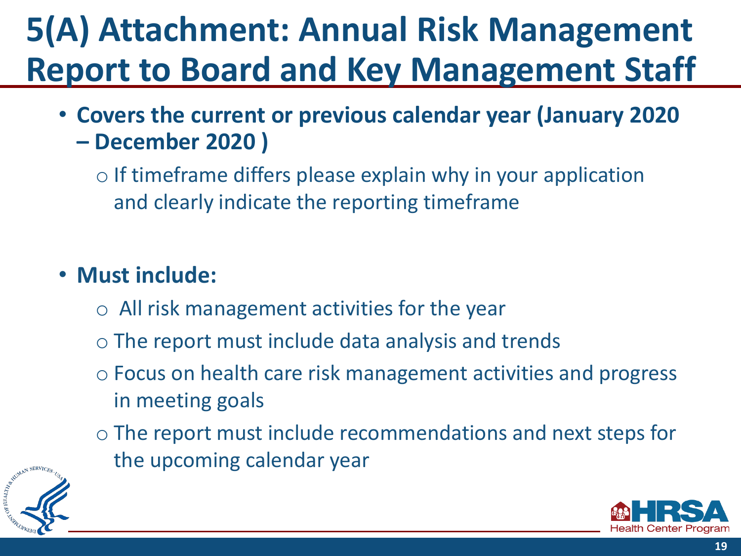# 5(A) Attachment: Annual Risk Management Report to Board and Key Management Staff

- **Covers the current or previous calendar year (January 2020 – December 2020 )**
  - If timeframe differs please explain why in your application and clearly indicate the reporting timeframe

- **Must include:**
  - All risk management activities for the year
  - The report must include data analysis and trends
  - Focus on health care risk management activities and progress in meeting goals
  - The report must include recommendations and next steps for the upcoming calendar year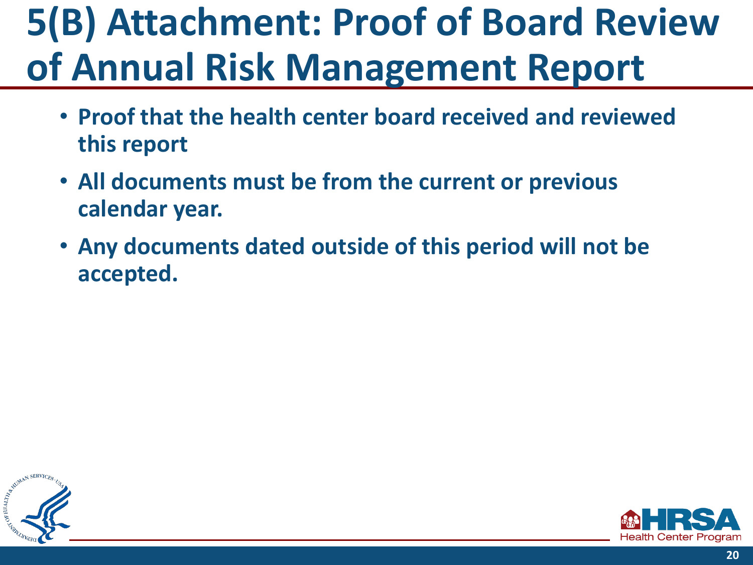# 5(B) Attachment: Proof of Board Review of Annual Risk Management Report

- **Proof that the health center board received and reviewed this report**
- **All documents must be from the current or previous calendar year.**
- **Any documents dated outside of this period will not be accepted.**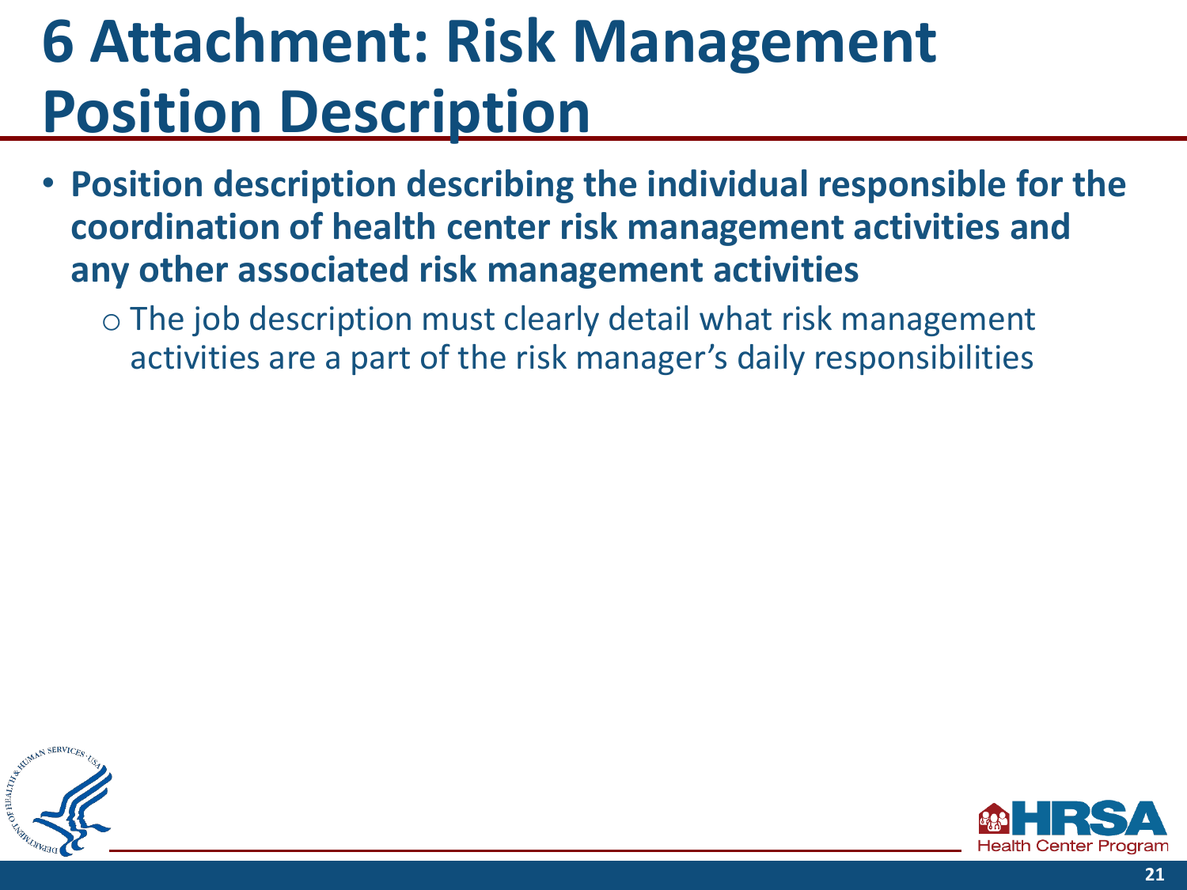# 6 Attachment: Risk Management Position Description

- **Position description describing the individual responsible for the coordination of health center risk management activities and any other associated risk management activities**
  - The job description must clearly detail what risk management activities are a part of the risk manager's daily responsibilities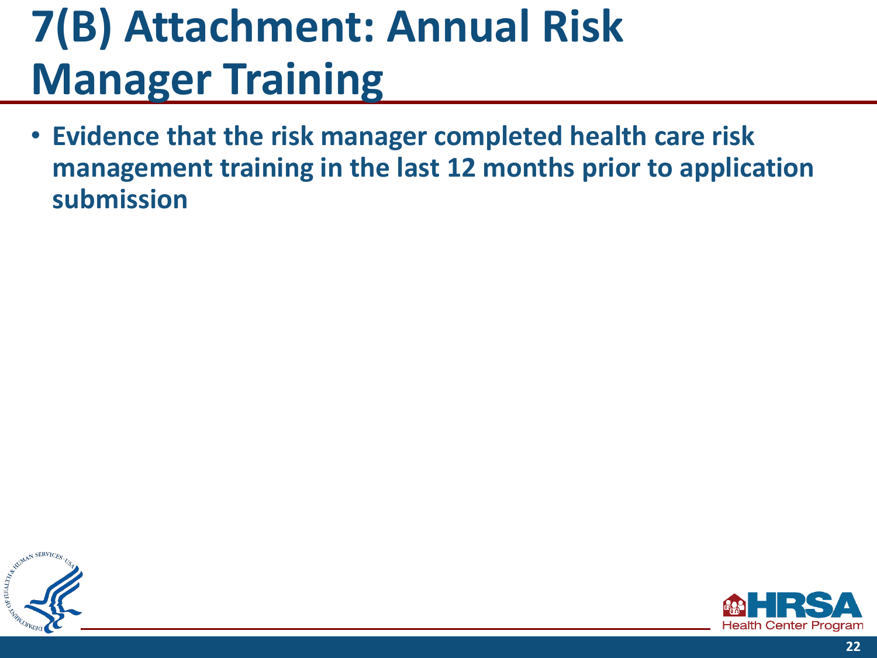# 7(B) Attachment: Annual Risk Manager Training

- **Evidence that the risk manager completed health care risk management training in the last 12 months prior to application submission**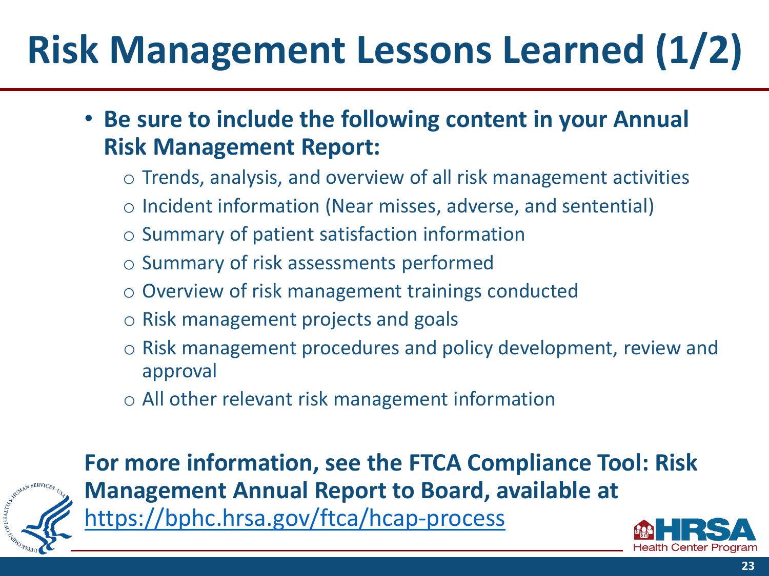# Risk Management Lessons Learned (1/2)

- **Be sure to include the following content in your Annual Risk Management Report:**
  - Trends, analysis, and overview of all risk management activities
  - Incident information (Near misses, adverse, and sentential)
  - Summary of patient satisfaction information
  - Summary of risk assessments performed
  - Overview of risk management trainings conducted
  - Risk management projects and goals
  - Risk management procedures and policy development, review and approval
  - All other relevant risk management information

**For more information, see the FTCA Compliance Tool: Risk Management Annual Report to Board, available at** https://bphc.hrsa.gov/ftca/hcap-process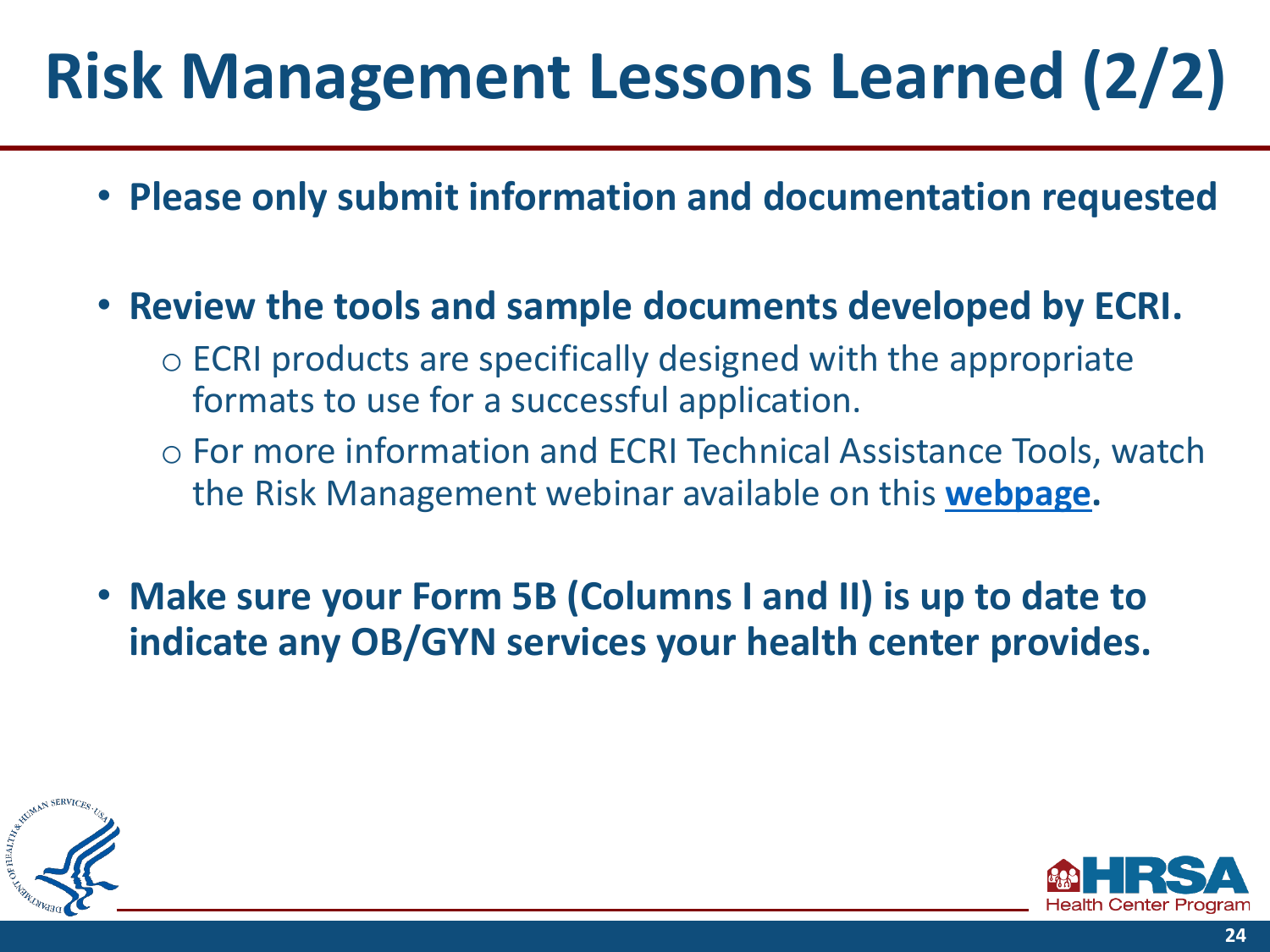# Risk Management Lessons Learned (2/2)

- **Please only submit information and documentation requested**
- **Review the tools and sample documents developed by ECRI.**
  - ECRI products are specifically designed with the appropriate formats to use for a successful application.
  - For more information and ECRI Technical Assistance Tools, watch the Risk Management webinar available on this **webpage.**
- **Make sure your Form 5B (Columns I and II) is up to date to indicate any OB/GYN services your health center provides.**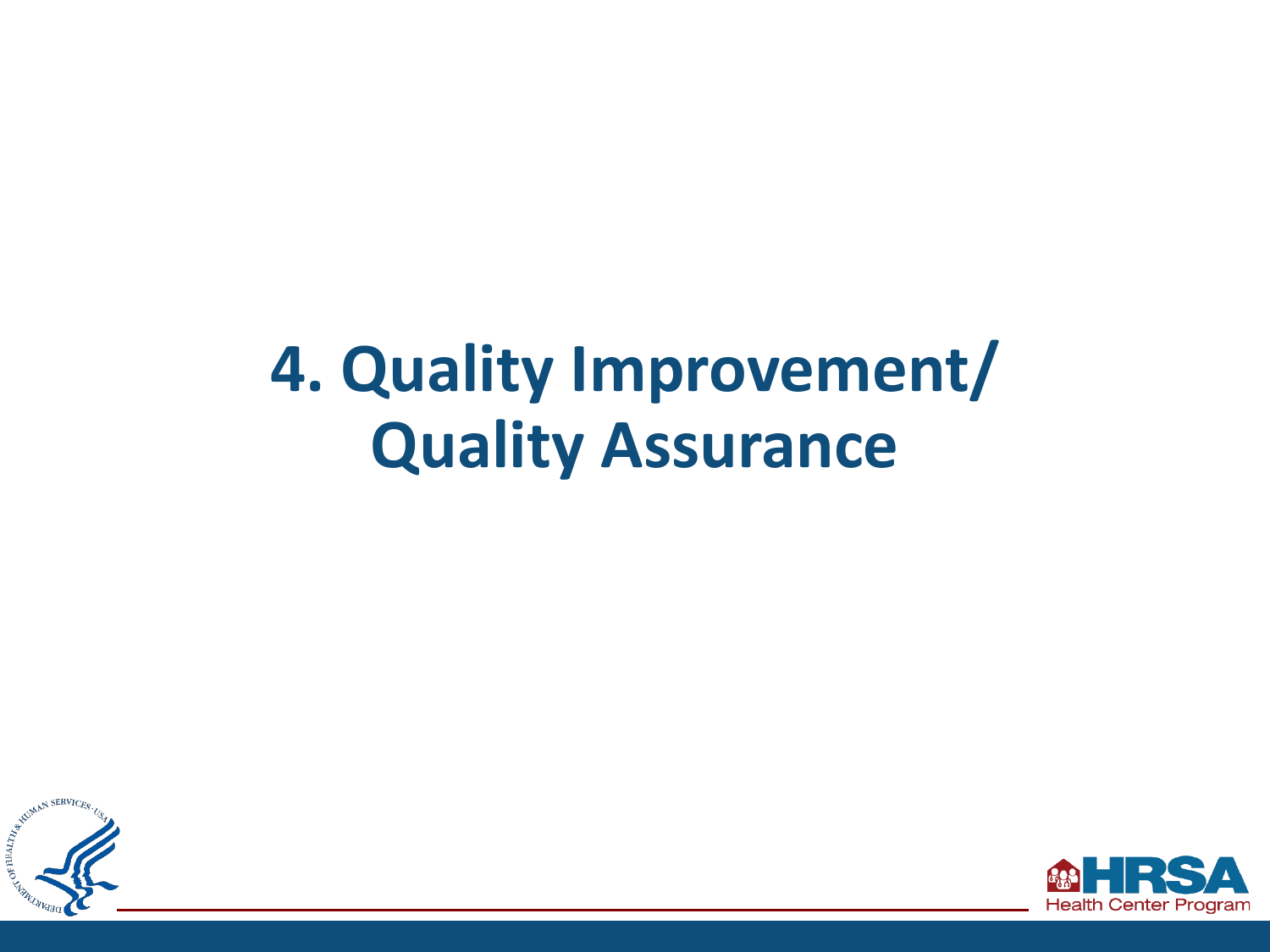# 4. Quality Improvement/ Quality Assurance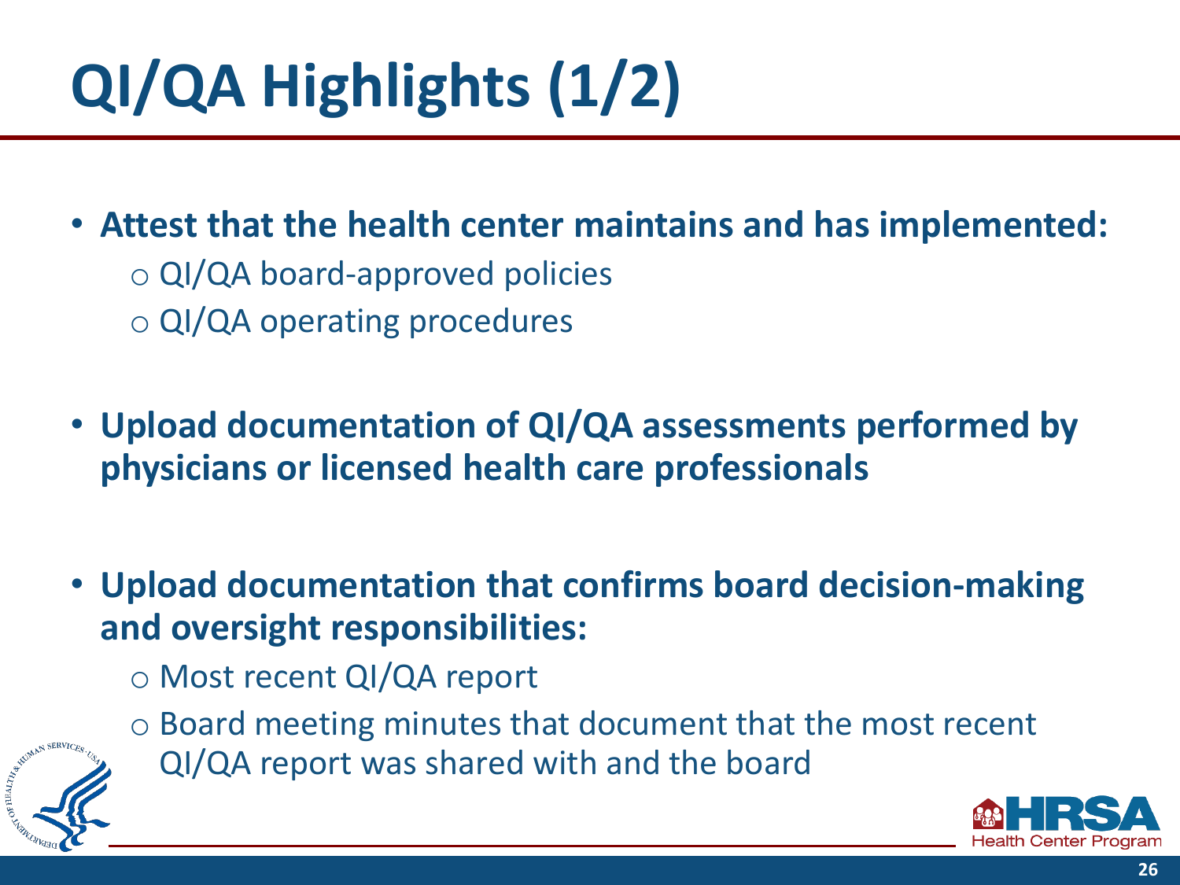# QI/QA Highlights (1/2)

- **Attest that the health center maintains and has implemented:**
  - QI/QA board-approved policies
  - QI/QA operating procedures
- **Upload documentation of QI/QA assessments performed by physicians or licensed health care professionals**
- **Upload documentation that confirms board decision-making and oversight responsibilities:**
  - Most recent QI/QA report
  - Board meeting minutes that document that the most recent QI/QA report was shared with and the board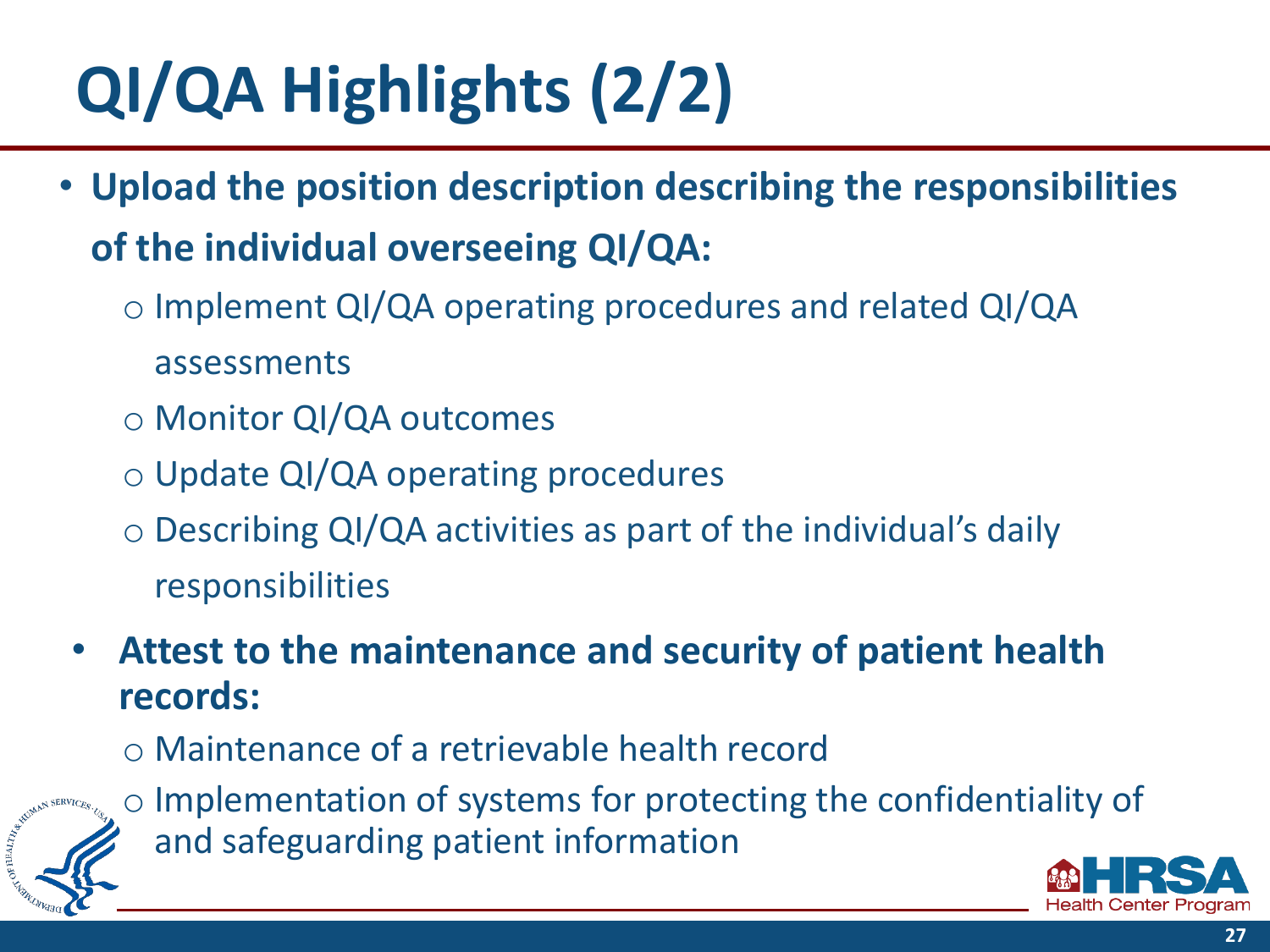# QI/QA Highlights (2/2)

- **Upload the position description describing the responsibilities of the individual overseeing QI/QA:**
  - Implement QI/QA operating procedures and related QI/QA assessments
  - Monitor QI/QA outcomes
  - Update QI/QA operating procedures
  - Describing QI/QA activities as part of the individual's daily responsibilities
- **Attest to the maintenance and security of patient health records:**
  - Maintenance of a retrievable health record
  - Implementation of systems for protecting the confidentiality of and safeguarding patient information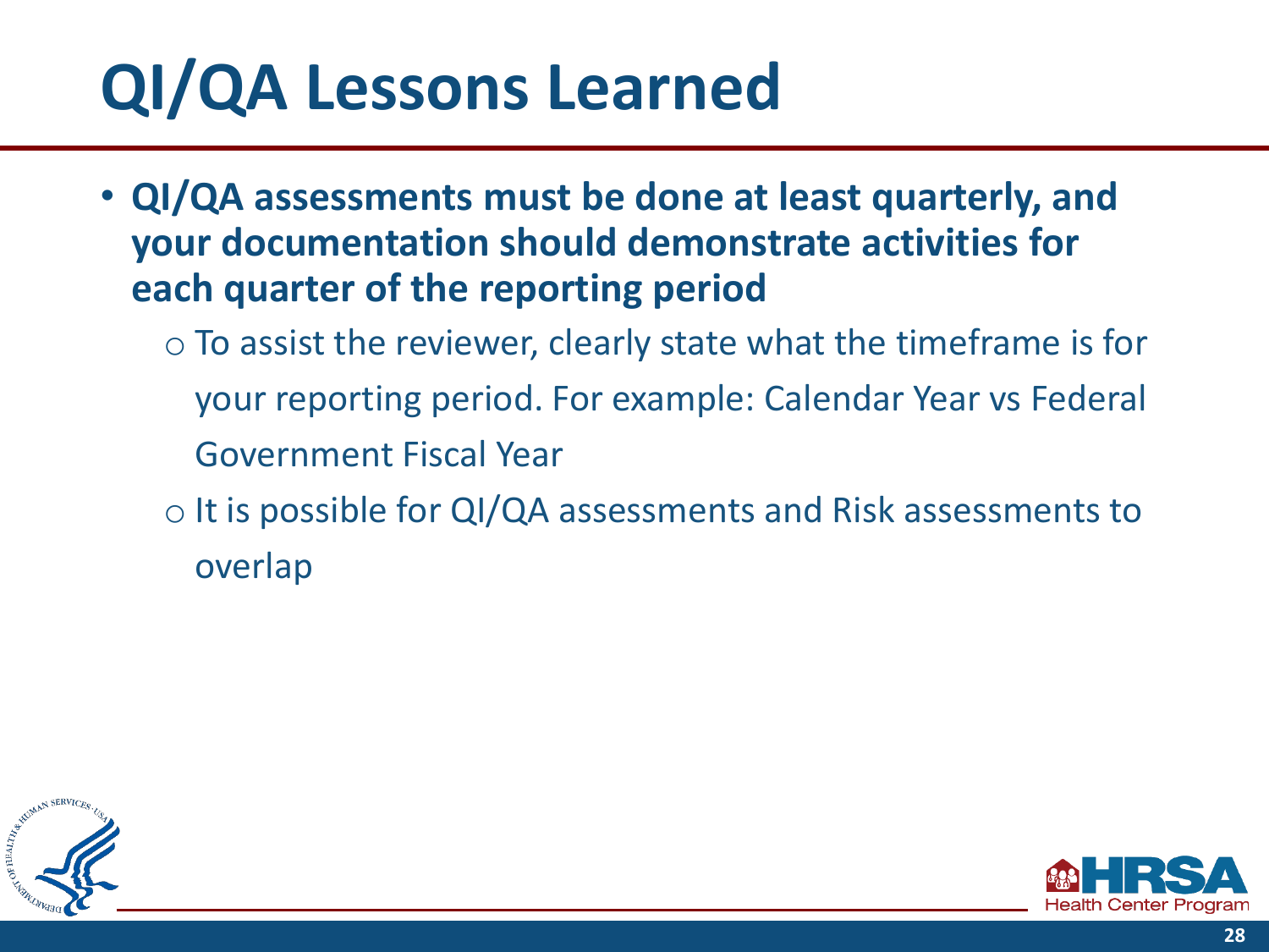# QI/QA Lessons Learned

- **QI/QA assessments must be done at least quarterly, and your documentation should demonstrate activities for each quarter of the reporting period**
  - To assist the reviewer, clearly state what the timeframe is for your reporting period. For example: Calendar Year vs Federal Government Fiscal Year
  - It is possible for QI/QA assessments and Risk assessments to overlap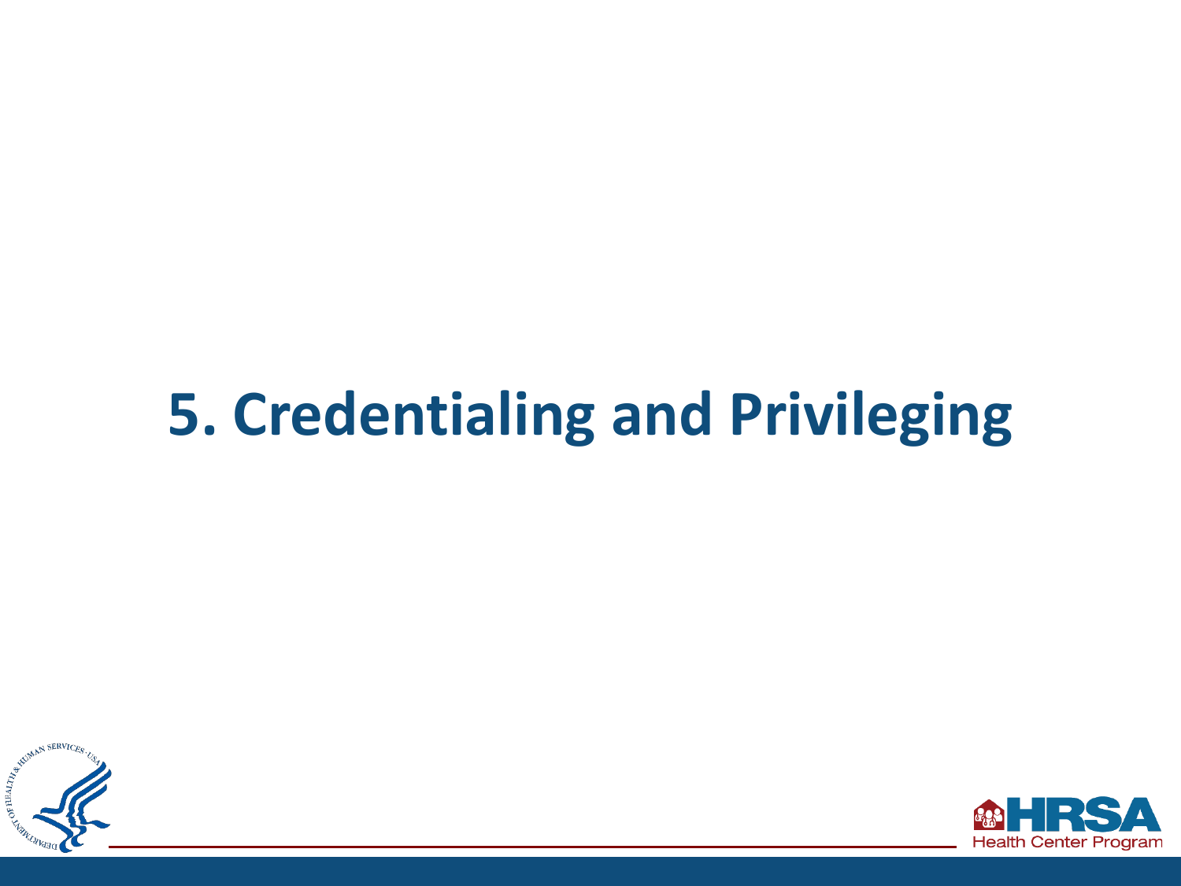# 5. Credentialing and Privileging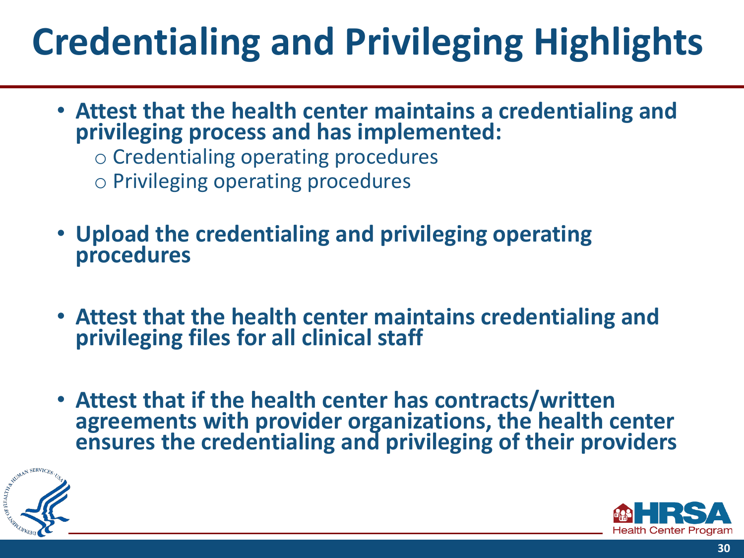# Credentialing and Privileging Highlights

- **Attest that the health center maintains a credentialing and privileging process and has implemented:**
  - Credentialing operating procedures
  - Privileging operating procedures
- **Upload the credentialing and privileging operating procedures**
- **Attest that the health center maintains credentialing and privileging files for all clinical staff**
- **Attest that if the health center has contracts/written agreements with provider organizations, the health center ensures the credentialing and privileging of their providers**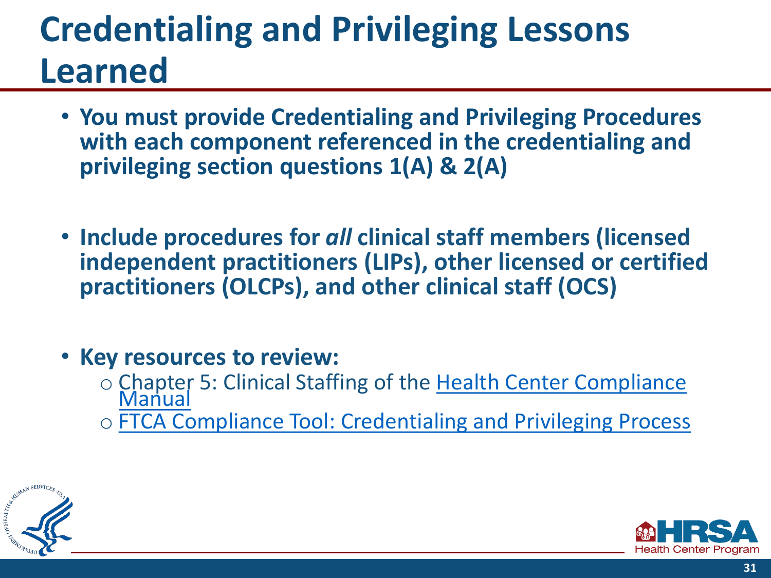# Credentialing and Privileging Lessons Learned

- **You must provide Credentialing and Privileging Procedures with each component referenced in the credentialing and privileging section questions 1(A) & 2(A)**
- **Include procedures for *all* clinical staff members (licensed independent practitioners (LIPs), other licensed or certified practitioners (OLCPs), and other clinical staff (OCS)**
- **Key resources to review:**
  - Chapter 5: Clinical Staffing of the Health Center Compliance Manual
  - FTCA Compliance Tool: Credentialing and Privileging Process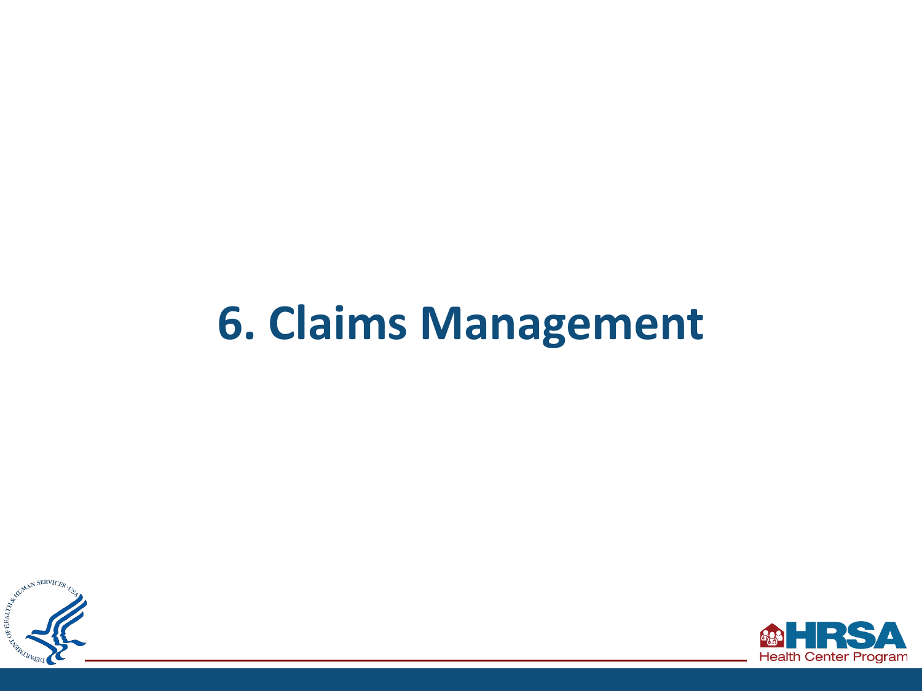# 6. Claims Management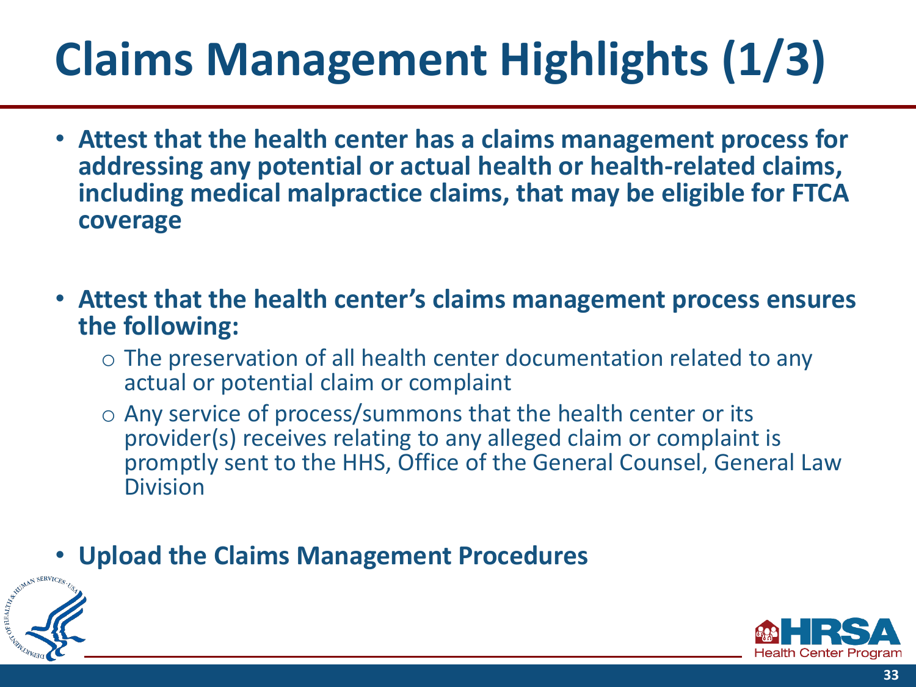# Claims Management Highlights (1/3)

- **Attest that the health center has a claims management process for addressing any potential or actual health or health-related claims, including medical malpractice claims, that may be eligible for FTCA coverage**

- **Attest that the health center's claims management process ensures the following:**
  - The preservation of all health center documentation related to any actual or potential claim or complaint
  - Any service of process/summons that the health center or its provider(s) receives relating to any alleged claim or complaint is promptly sent to the HHS, Office of the General Counsel, General Law Division

- **Upload the Claims Management Procedures**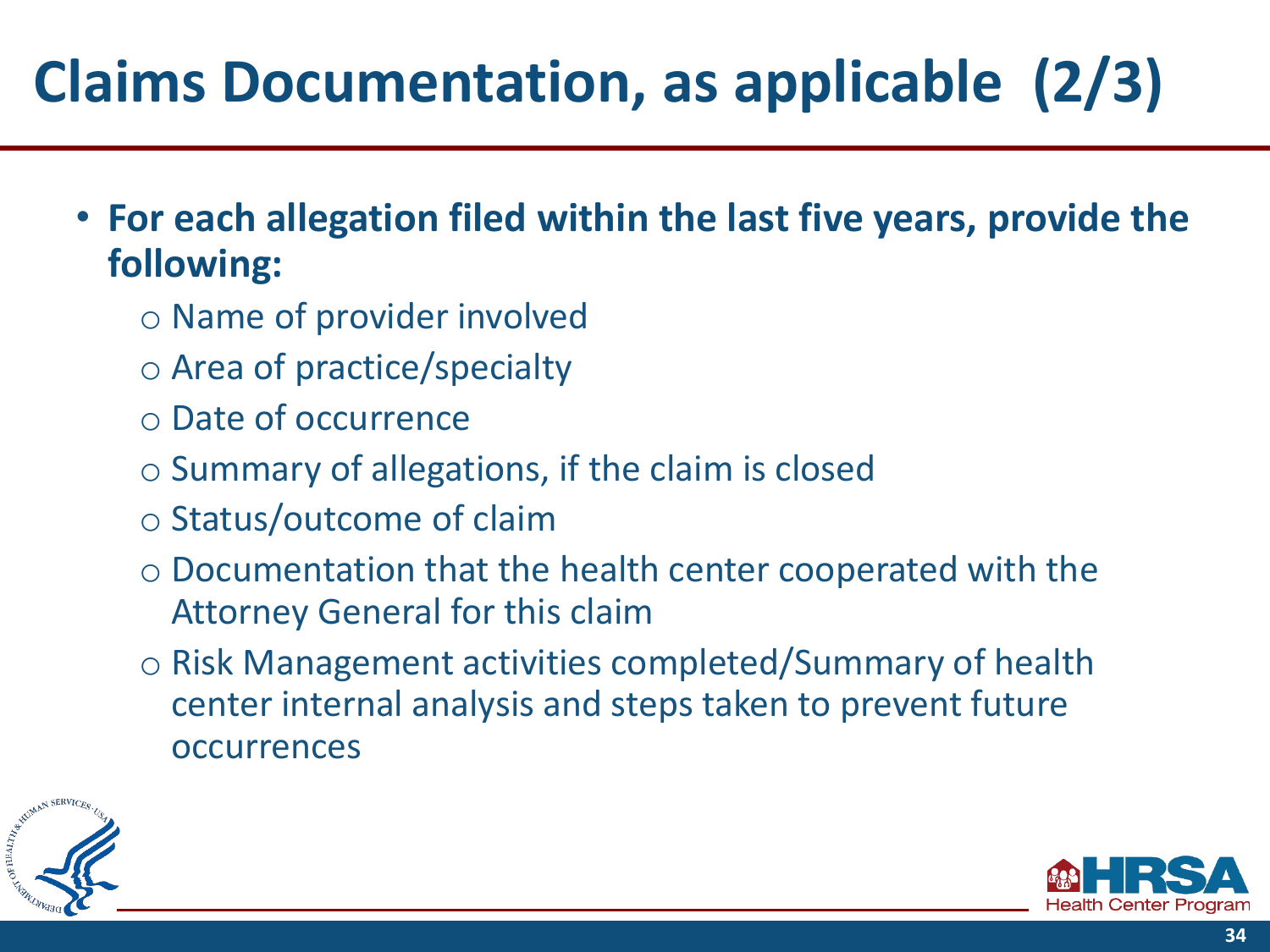# Claims Documentation, as applicable (2/3)

- **For each allegation filed within the last five years, provide the following:**
  - Name of provider involved
  - Area of practice/specialty
  - Date of occurrence
  - Summary of allegations, if the claim is closed
  - Status/outcome of claim
  - Documentation that the health center cooperated with the Attorney General for this claim
  - Risk Management activities completed/Summary of health center internal analysis and steps taken to prevent future occurrences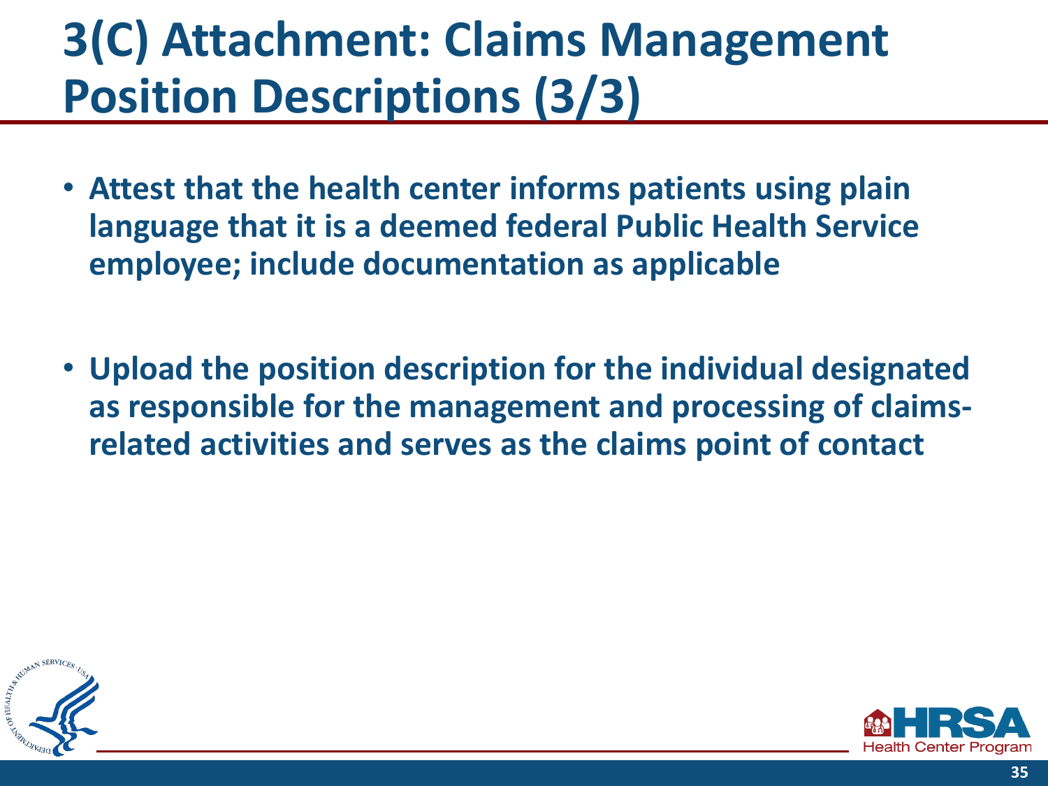# 3(C) Attachment: Claims Management Position Descriptions (3/3)

- **Attest that the health center informs patients using plain language that it is a deemed federal Public Health Service employee; include documentation as applicable**

- **Upload the position description for the individual designated as responsible for the management and processing of claims-related activities and serves as the claims point of contact**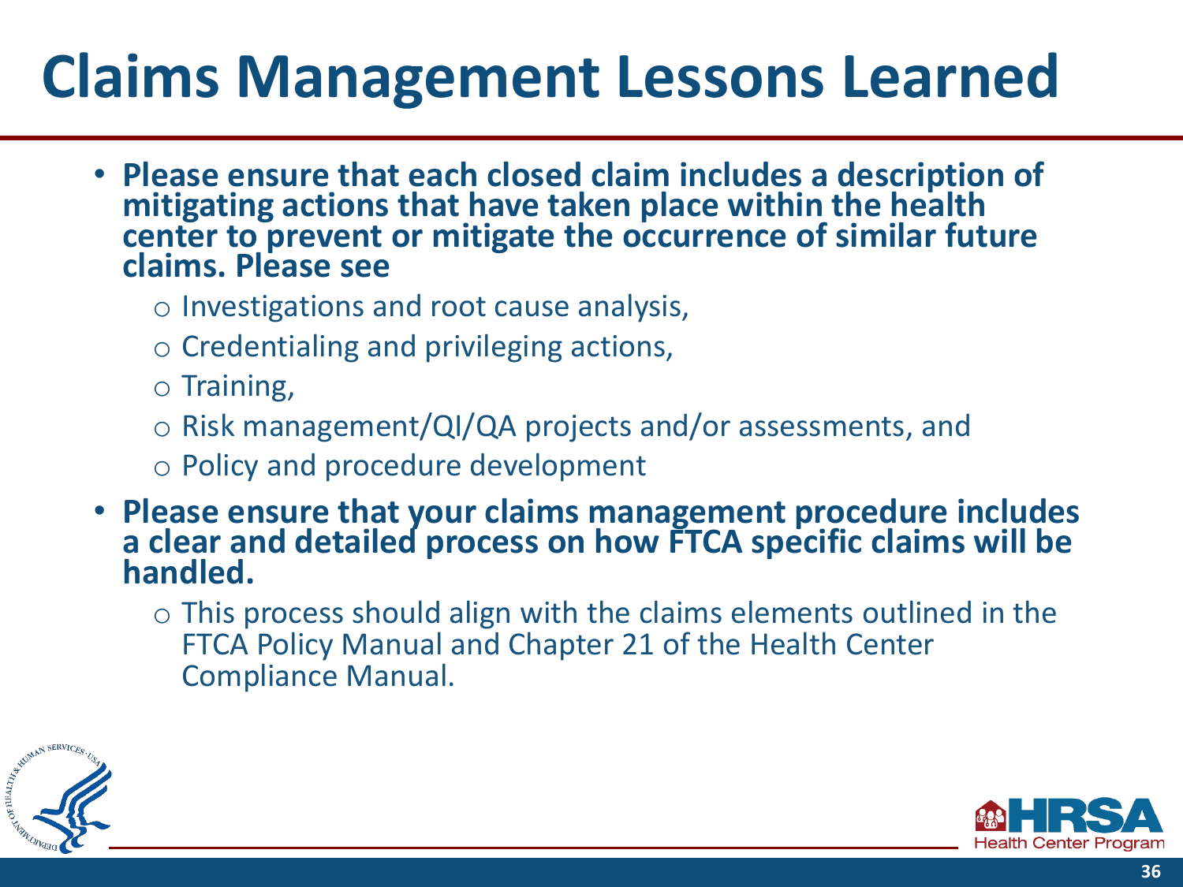# Claims Management Lessons Learned

- **Please ensure that each closed claim includes a description of mitigating actions that have taken place within the health center to prevent or mitigate the occurrence of similar future claims. Please see**
  - Investigations and root cause analysis,
  - Credentialing and privileging actions,
  - Training,
  - Risk management/QI/QA projects and/or assessments, and
  - Policy and procedure development
- **Please ensure that your claims management procedure includes a clear and detailed process on how FTCA specific claims will be handled.**
  - This process should align with the claims elements outlined in the FTCA Policy Manual and Chapter 21 of the Health Center Compliance Manual.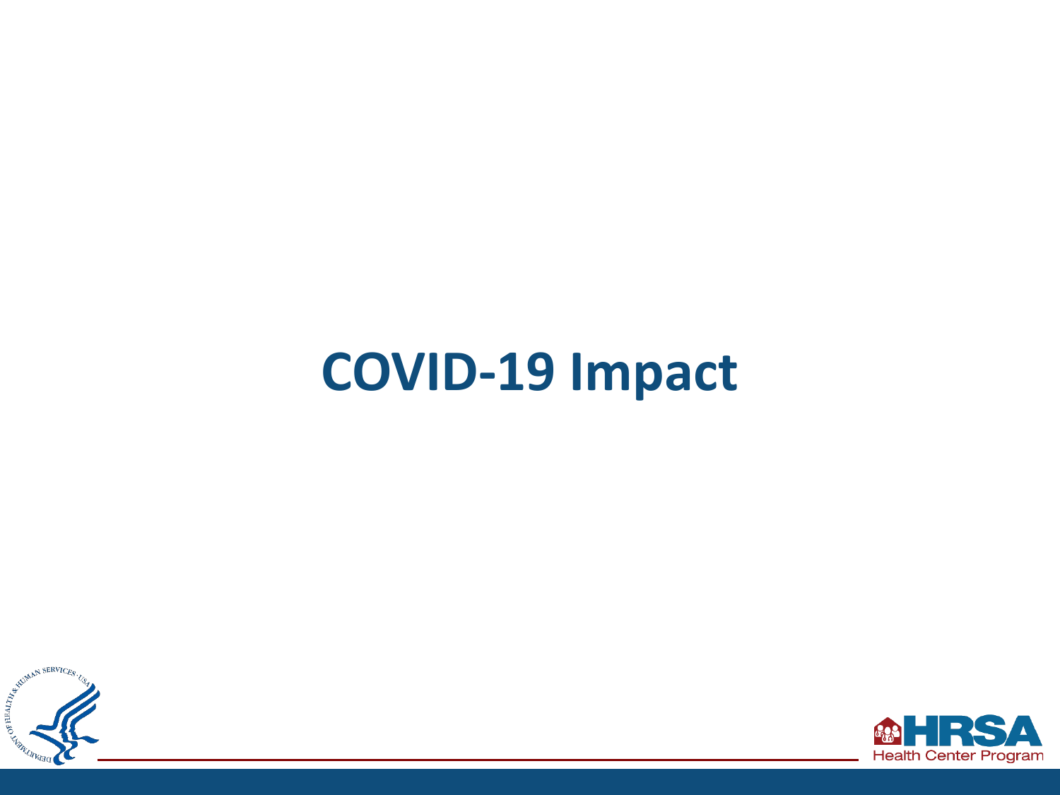# COVID-19 Impact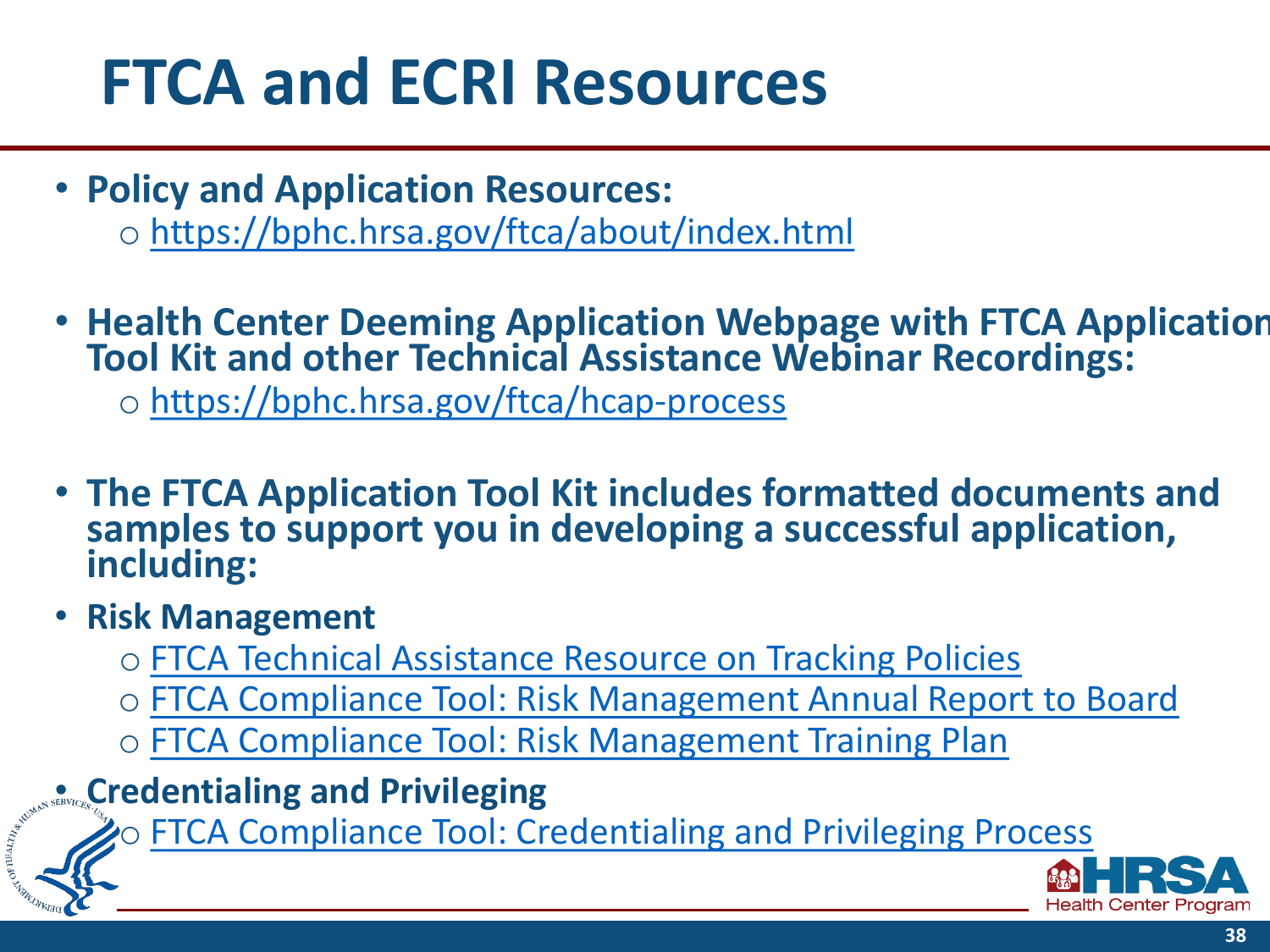# FTCA and ECRI Resources

- **Policy and Application Resources:**
  - https://bphc.hrsa.gov/ftca/about/index.html
- **Health Center Deeming Application Webpage with FTCA Application Tool Kit and other Technical Assistance Webinar Recordings:**
  - https://bphc.hrsa.gov/ftca/hcap-process
- **The FTCA Application Tool Kit includes formatted documents and samples to support you in developing a successful application, including:**
- **Risk Management**
  - FTCA Technical Assistance Resource on Tracking Policies
  - FTCA Compliance Tool: Risk Management Annual Report to Board
  - FTCA Compliance Tool: Risk Management Training Plan
- **Credentialing and Privileging**
  - FTCA Compliance Tool: Credentialing and Privileging Process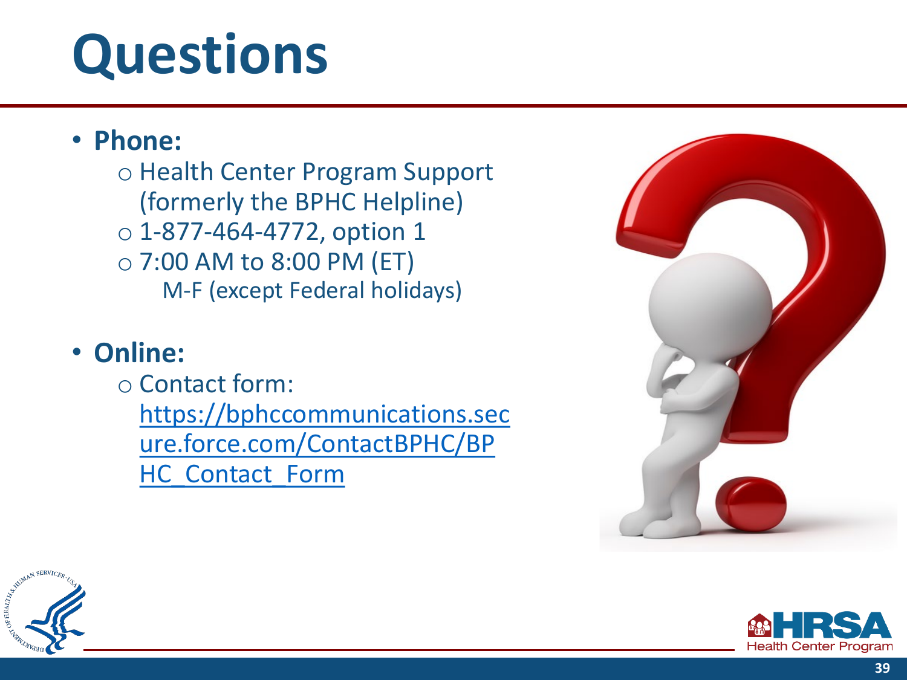# Questions

- **Phone:**
  - Health Center Program Support (formerly the BPHC Helpline)
  - 1-877-464-4772, option 1
  - 7:00 AM to 8:00 PM (ET)
    M-F (except Federal holidays)
- **Online:**
  - Contact form: https://bphccommunications.secure.force.com/ContactBPHC/BPHC_Contact_Form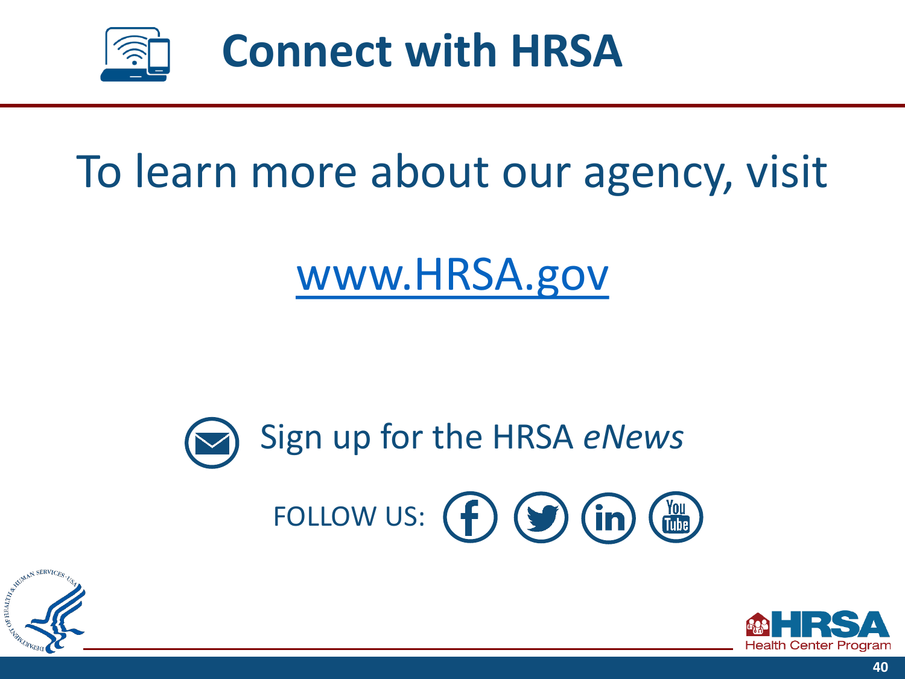# Connect with HRSA

To learn more about our agency, visit

[www.HRSA.gov](http://www.HRSA.gov)

Sign up for the HRSA *eNews*

FOLLOW US: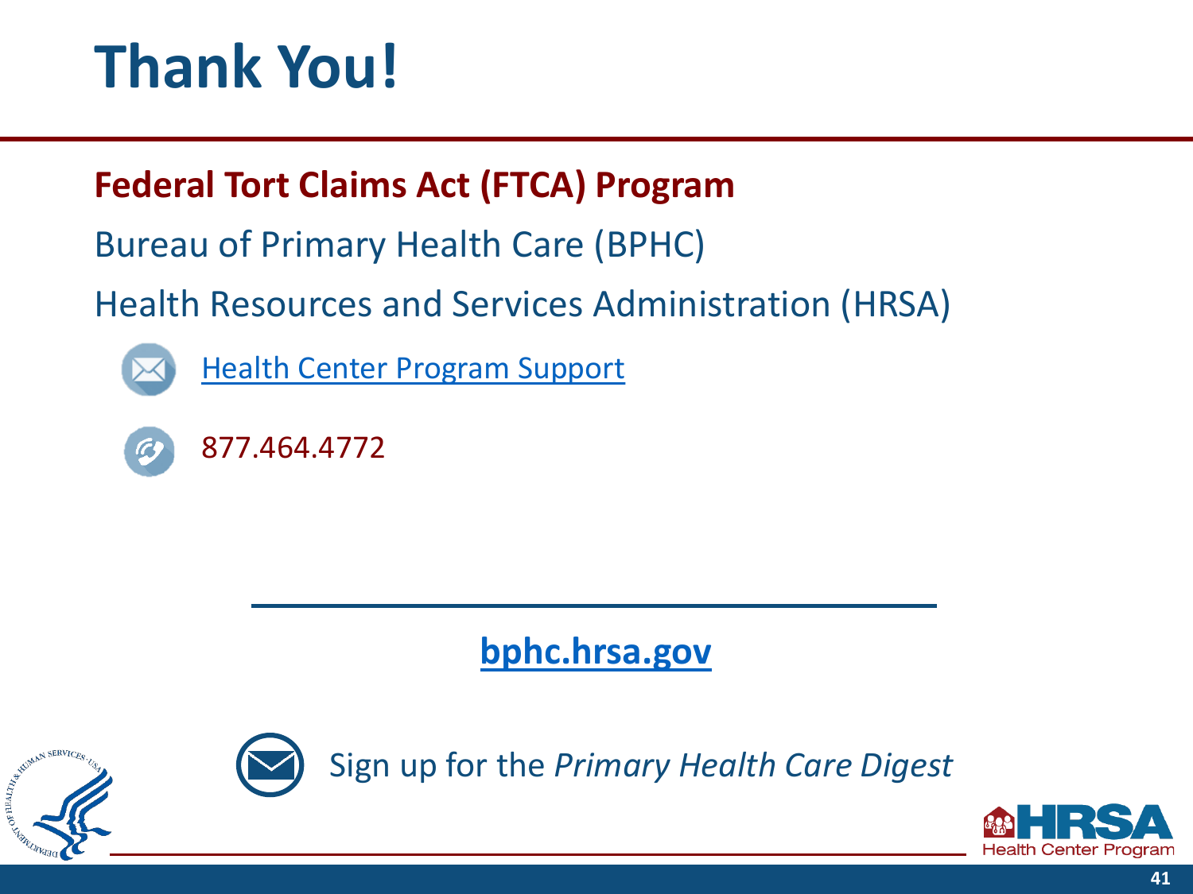# Thank You!

**Federal Tort Claims Act (FTCA) Program**

Bureau of Primary Health Care (BPHC)

Health Resources and Services Administration (HRSA)

Health Center Program Support

877.464.4772

**bphc.hrsa.gov**

Sign up for the *Primary Health Care Digest*